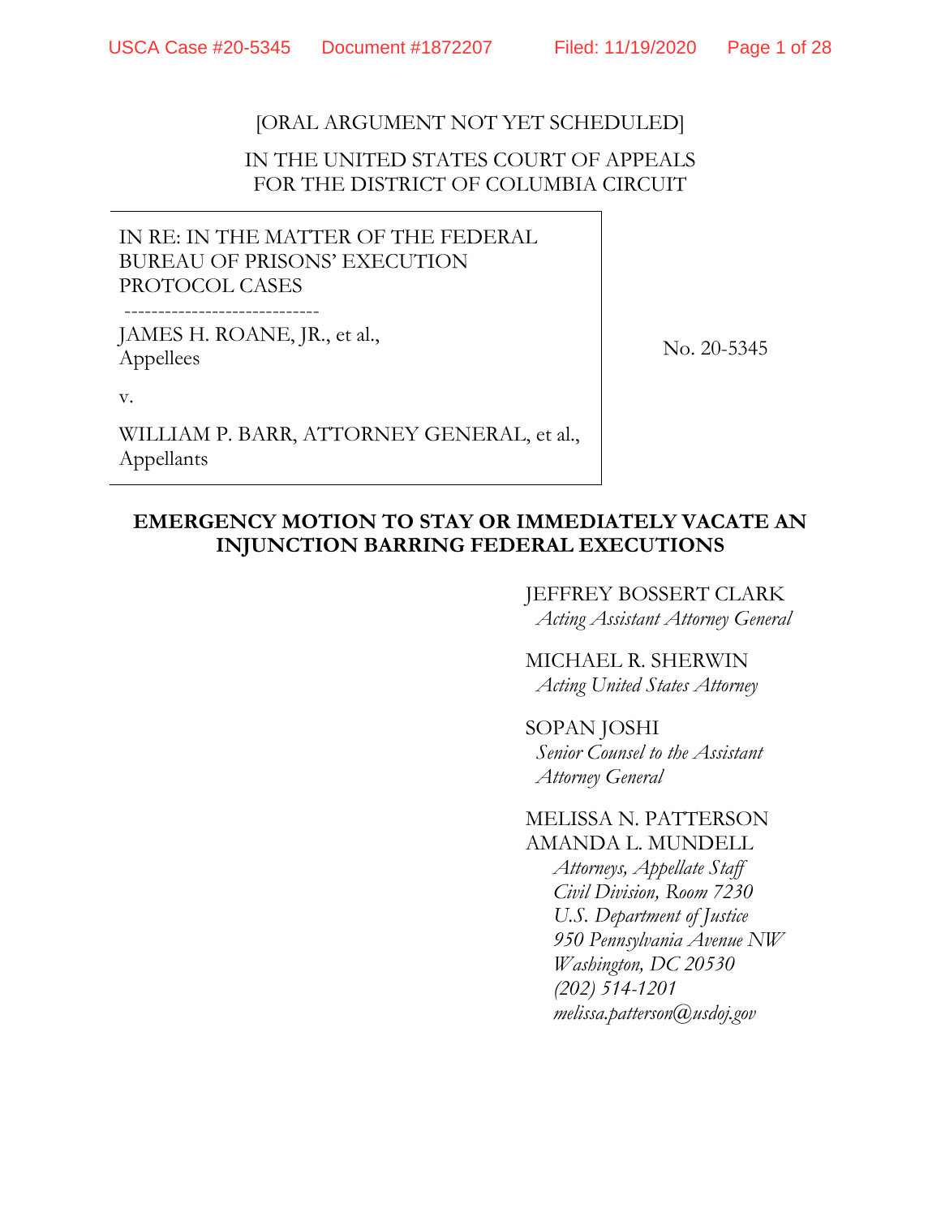[ORAL ARGUMENT NOT YET SCHEDULED]

IN THE UNITED STATES COURT OF APPEALS
FOR THE DISTRICT OF COLUMBIA CIRCUIT

| | |
|---|---|
| IN RE: IN THE MATTER OF THE FEDERAL BUREAU OF PRISONS' EXECUTION PROTOCOL CASES<br>-----------------------------<br>JAMES H. ROANE, JR., et al.,<br>Appellees<br><br>v.<br><br>WILLIAM P. BARR, ATTORNEY GENERAL, et al.,<br>Appellants | No. 20-5345 |

**EMERGENCY MOTION TO STAY OR IMMEDIATELY VACATE AN INJUNCTION BARRING FEDERAL EXECUTIONS**

JEFFREY BOSSERT CLARK
*Acting Assistant Attorney General*

MICHAEL R. SHERWIN
*Acting United States Attorney*

SOPAN JOSHI
*Senior Counsel to the Assistant Attorney General*

MELISSA N. PATTERSON
AMANDA L. MUNDELL
*Attorneys, Appellate Staff*
*Civil Division, Room 7230*
*U.S. Department of Justice*
*950 Pennsylvania Avenue NW*
*Washington, DC 20530*
*(202) 514-1201*
*melissa.patterson@usdoj.gov*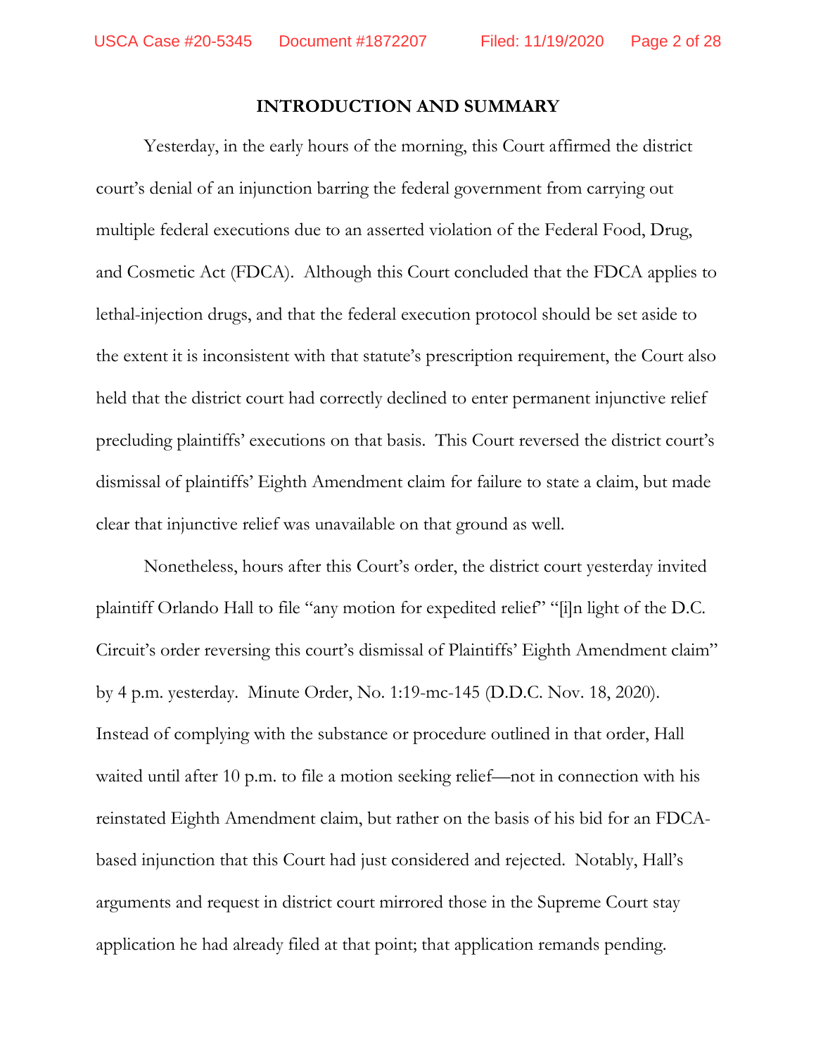## INTRODUCTION AND SUMMARY

Yesterday, in the early hours of the morning, this Court affirmed the district court's denial of an injunction barring the federal government from carrying out multiple federal executions due to an asserted violation of the Federal Food, Drug, and Cosmetic Act (FDCA). Although this Court concluded that the FDCA applies to lethal-injection drugs, and that the federal execution protocol should be set aside to the extent it is inconsistent with that statute's prescription requirement, the Court also held that the district court had correctly declined to enter permanent injunctive relief precluding plaintiffs' executions on that basis. This Court reversed the district court's dismissal of plaintiffs' Eighth Amendment claim for failure to state a claim, but made clear that injunctive relief was unavailable on that ground as well.

Nonetheless, hours after this Court's order, the district court yesterday invited plaintiff Orlando Hall to file "any motion for expedited relief" "[i]n light of the D.C. Circuit's order reversing this court's dismissal of Plaintiffs' Eighth Amendment claim" by 4 p.m. yesterday. Minute Order, No. 1:19-mc-145 (D.D.C. Nov. 18, 2020). Instead of complying with the substance or procedure outlined in that order, Hall waited until after 10 p.m. to file a motion seeking relief—not in connection with his reinstated Eighth Amendment claim, but rather on the basis of his bid for an FDCA-based injunction that this Court had just considered and rejected. Notably, Hall's arguments and request in district court mirrored those in the Supreme Court stay application he had already filed at that point; that application remands pending.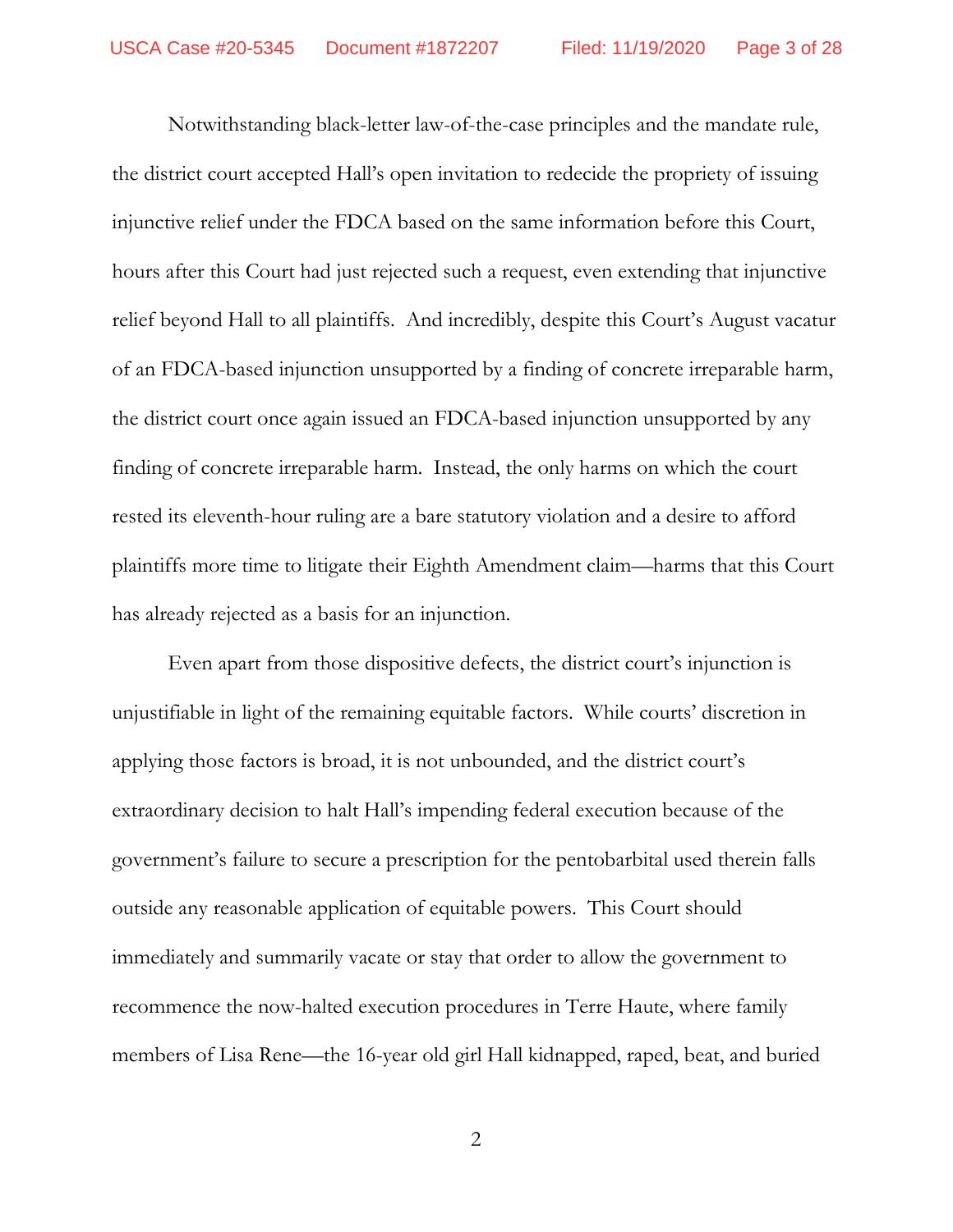Notwithstanding black-letter law-of-the-case principles and the mandate rule, the district court accepted Hall's open invitation to redecide the propriety of issuing injunctive relief under the FDCA based on the same information before this Court, hours after this Court had just rejected such a request, even extending that injunctive relief beyond Hall to all plaintiffs. And incredibly, despite this Court's August vacatur of an FDCA-based injunction unsupported by a finding of concrete irreparable harm, the district court once again issued an FDCA-based injunction unsupported by any finding of concrete irreparable harm. Instead, the only harms on which the court rested its eleventh-hour ruling are a bare statutory violation and a desire to afford plaintiffs more time to litigate their Eighth Amendment claim—harms that this Court has already rejected as a basis for an injunction.

Even apart from those dispositive defects, the district court's injunction is unjustifiable in light of the remaining equitable factors. While courts' discretion in applying those factors is broad, it is not unbounded, and the district court's extraordinary decision to halt Hall's impending federal execution because of the government's failure to secure a prescription for the pentobarbital used therein falls outside any reasonable application of equitable powers. This Court should immediately and summarily vacate or stay that order to allow the government to recommence the now-halted execution procedures in Terre Haute, where family members of Lisa Rene—the 16-year old girl Hall kidnapped, raped, beat, and buried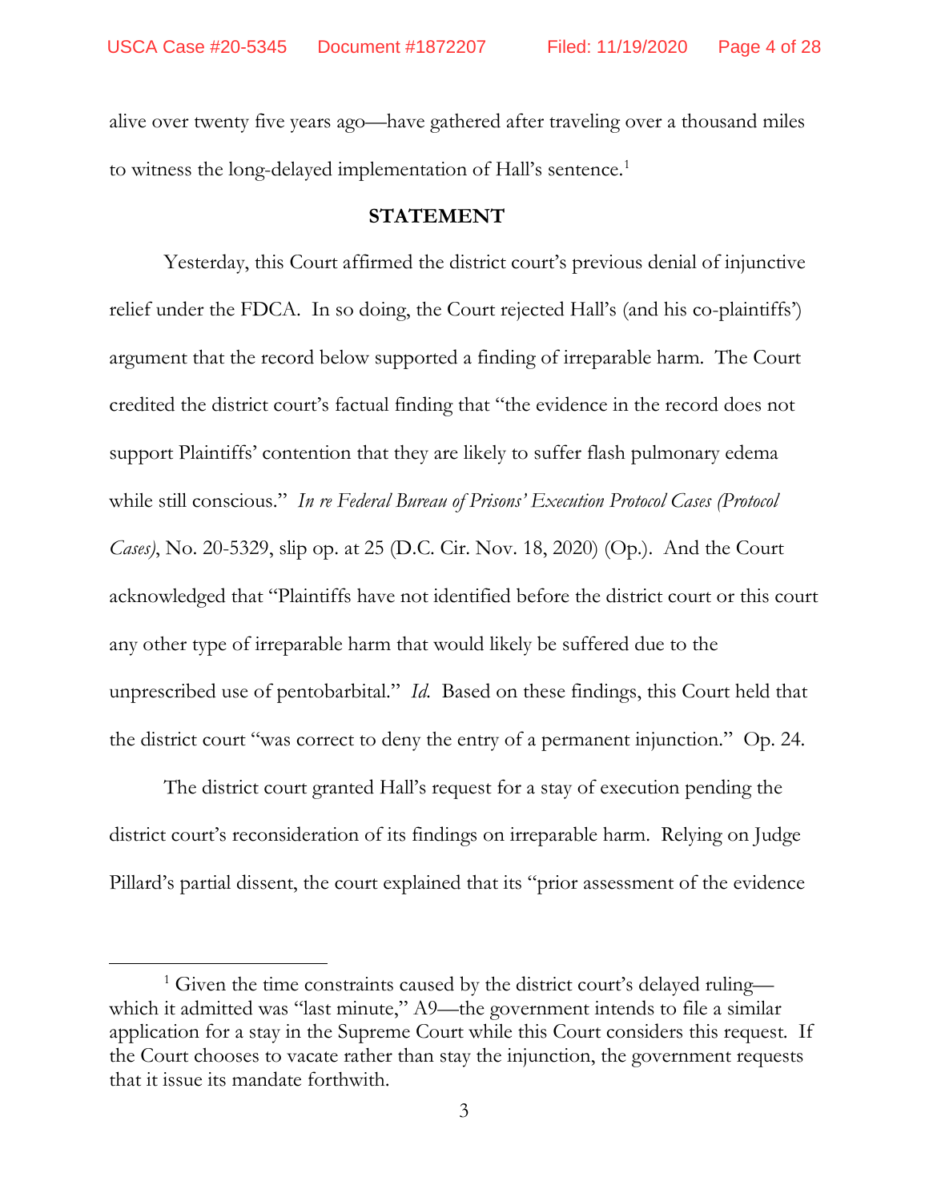alive over twenty five years ago—have gathered after traveling over a thousand miles to witness the long-delayed implementation of Hall's sentence.[1]

## STATEMENT

Yesterday, this Court affirmed the district court's previous denial of injunctive relief under the FDCA. In so doing, the Court rejected Hall's (and his co-plaintiffs') argument that the record below supported a finding of irreparable harm. The Court credited the district court's factual finding that "the evidence in the record does not support Plaintiffs' contention that they are likely to suffer flash pulmonary edema while still conscious." *In re Federal Bureau of Prisons' Execution Protocol Cases (Protocol Cases)*, No. 20-5329, slip op. at 25 (D.C. Cir. Nov. 18, 2020) (Op.). And the Court acknowledged that "Plaintiffs have not identified before the district court or this court any other type of irreparable harm that would likely be suffered due to the unprescribed use of pentobarbital." *Id.* Based on these findings, this Court held that the district court "was correct to deny the entry of a permanent injunction." Op. 24.

The district court granted Hall's request for a stay of execution pending the district court's reconsideration of its findings on irreparable harm. Relying on Judge Pillard's partial dissent, the court explained that its "prior assessment of the evidence

---

[1] Given the time constraints caused by the district court's delayed ruling—which it admitted was "last minute," A9—the government intends to file a similar application for a stay in the Supreme Court while this Court considers this request. If the Court chooses to vacate rather than stay the injunction, the government requests that it issue its mandate forthwith.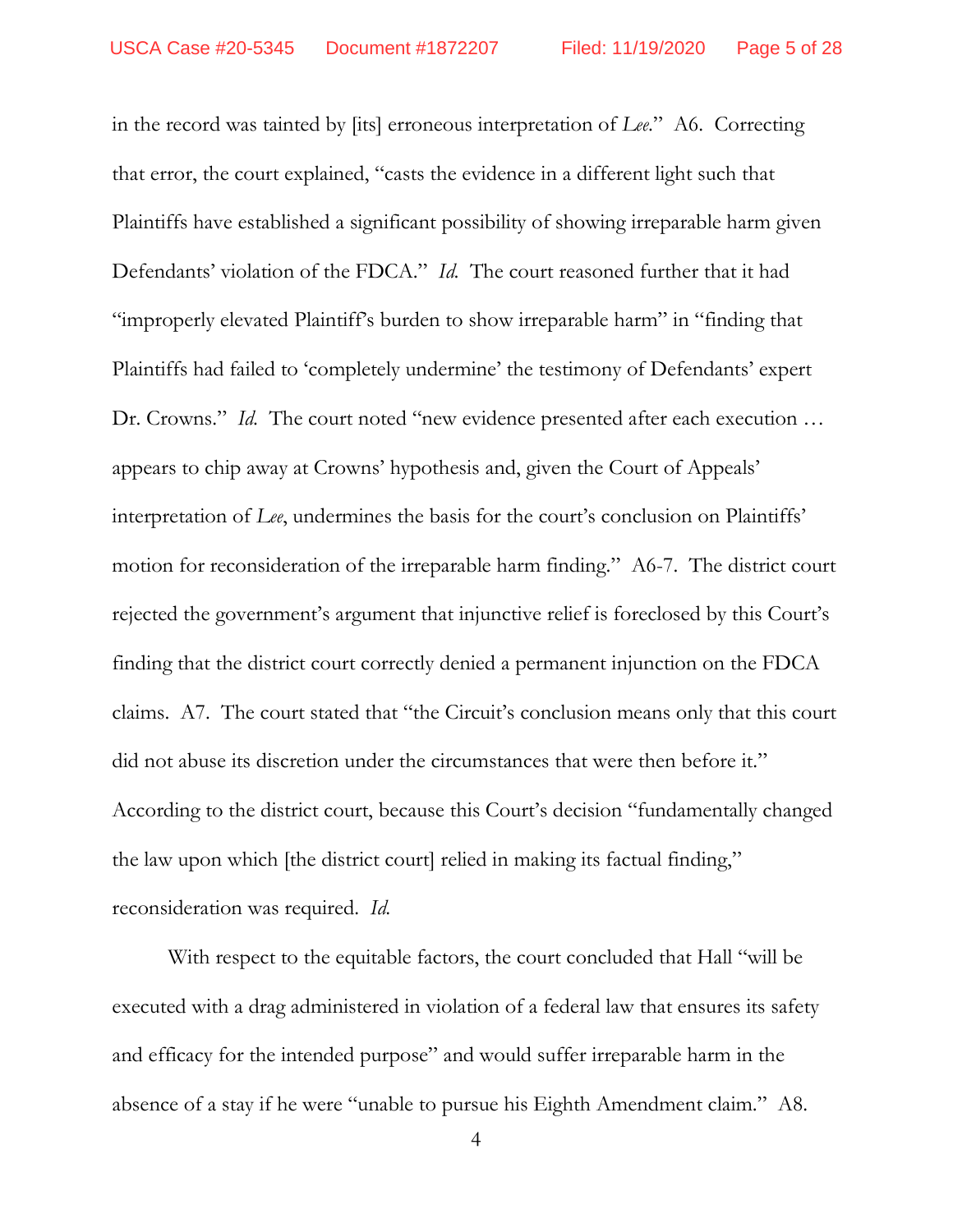in the record was tainted by [its] erroneous interpretation of *Lee*." A6. Correcting that error, the court explained, "casts the evidence in a different light such that Plaintiffs have established a significant possibility of showing irreparable harm given Defendants' violation of the FDCA." *Id.* The court reasoned further that it had "improperly elevated Plaintiff's burden to show irreparable harm" in "finding that Plaintiffs had failed to 'completely undermine' the testimony of Defendants' expert Dr. Crowns." *Id.* The court noted "new evidence presented after each execution … appears to chip away at Crowns' hypothesis and, given the Court of Appeals' interpretation of *Lee*, undermines the basis for the court's conclusion on Plaintiffs' motion for reconsideration of the irreparable harm finding." A6-7. The district court rejected the government's argument that injunctive relief is foreclosed by this Court's finding that the district court correctly denied a permanent injunction on the FDCA claims. A7. The court stated that "the Circuit's conclusion means only that this court did not abuse its discretion under the circumstances that were then before it." According to the district court, because this Court's decision "fundamentally changed the law upon which [the district court] relied in making its factual finding," reconsideration was required. *Id.*

With respect to the equitable factors, the court concluded that Hall "will be executed with a drag administered in violation of a federal law that ensures its safety and efficacy for the intended purpose" and would suffer irreparable harm in the absence of a stay if he were "unable to pursue his Eighth Amendment claim." A8.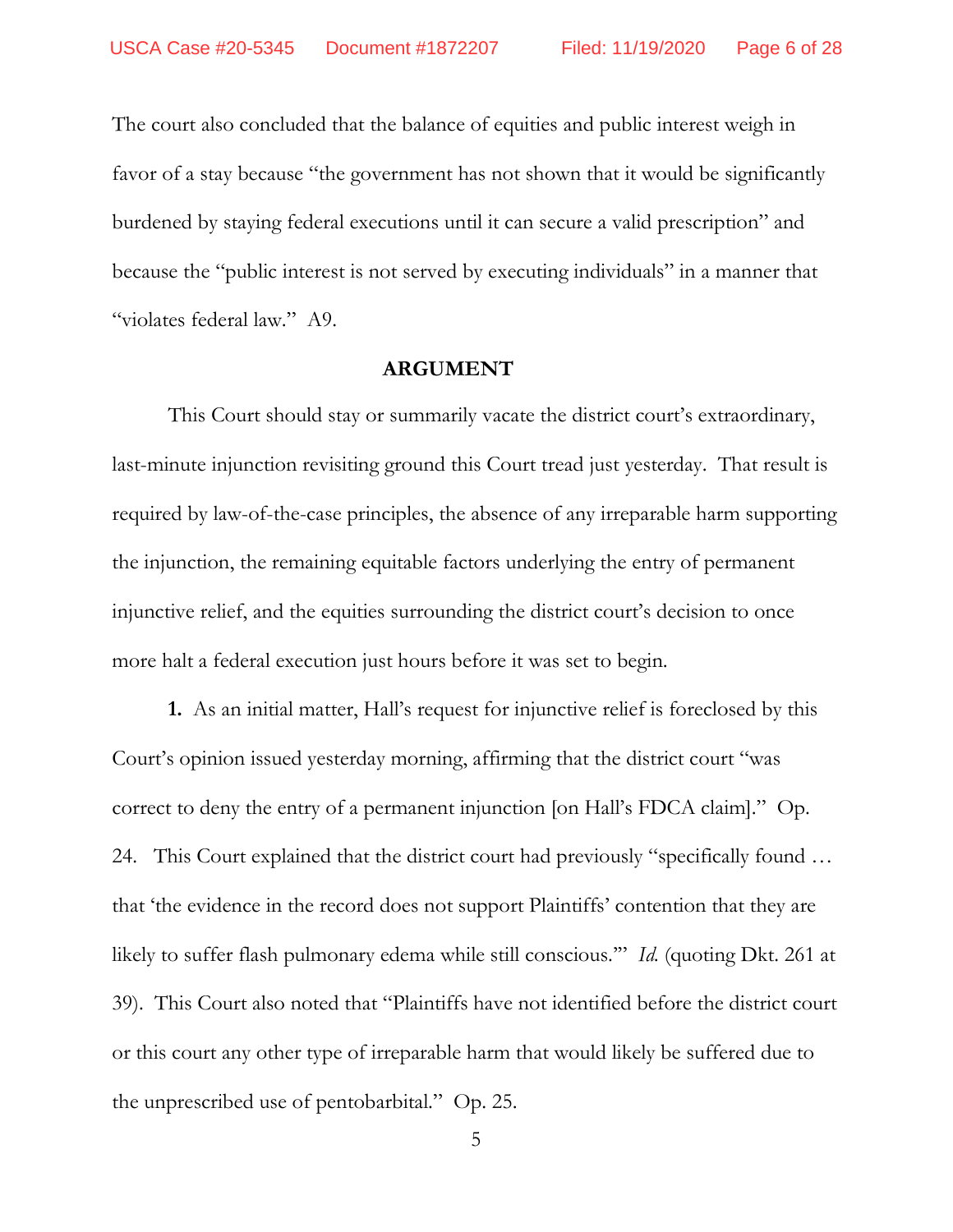The court also concluded that the balance of equities and public interest weigh in favor of a stay because "the government has not shown that it would be significantly burdened by staying federal executions until it can secure a valid prescription" and because the "public interest is not served by executing individuals" in a manner that "violates federal law." A9.

## ARGUMENT

This Court should stay or summarily vacate the district court's extraordinary, last-minute injunction revisiting ground this Court tread just yesterday. That result is required by law-of-the-case principles, the absence of any irreparable harm supporting the injunction, the remaining equitable factors underlying the entry of permanent injunctive relief, and the equities surrounding the district court's decision to once more halt a federal execution just hours before it was set to begin.

**1.** As an initial matter, Hall's request for injunctive relief is foreclosed by this Court's opinion issued yesterday morning, affirming that the district court "was correct to deny the entry of a permanent injunction [on Hall's FDCA claim]." Op. 24. This Court explained that the district court had previously "specifically found … that 'the evidence in the record does not support Plaintiffs' contention that they are likely to suffer flash pulmonary edema while still conscious.'" *Id.* (quoting Dkt. 261 at 39). This Court also noted that "Plaintiffs have not identified before the district court or this court any other type of irreparable harm that would likely be suffered due to the unprescribed use of pentobarbital." Op. 25.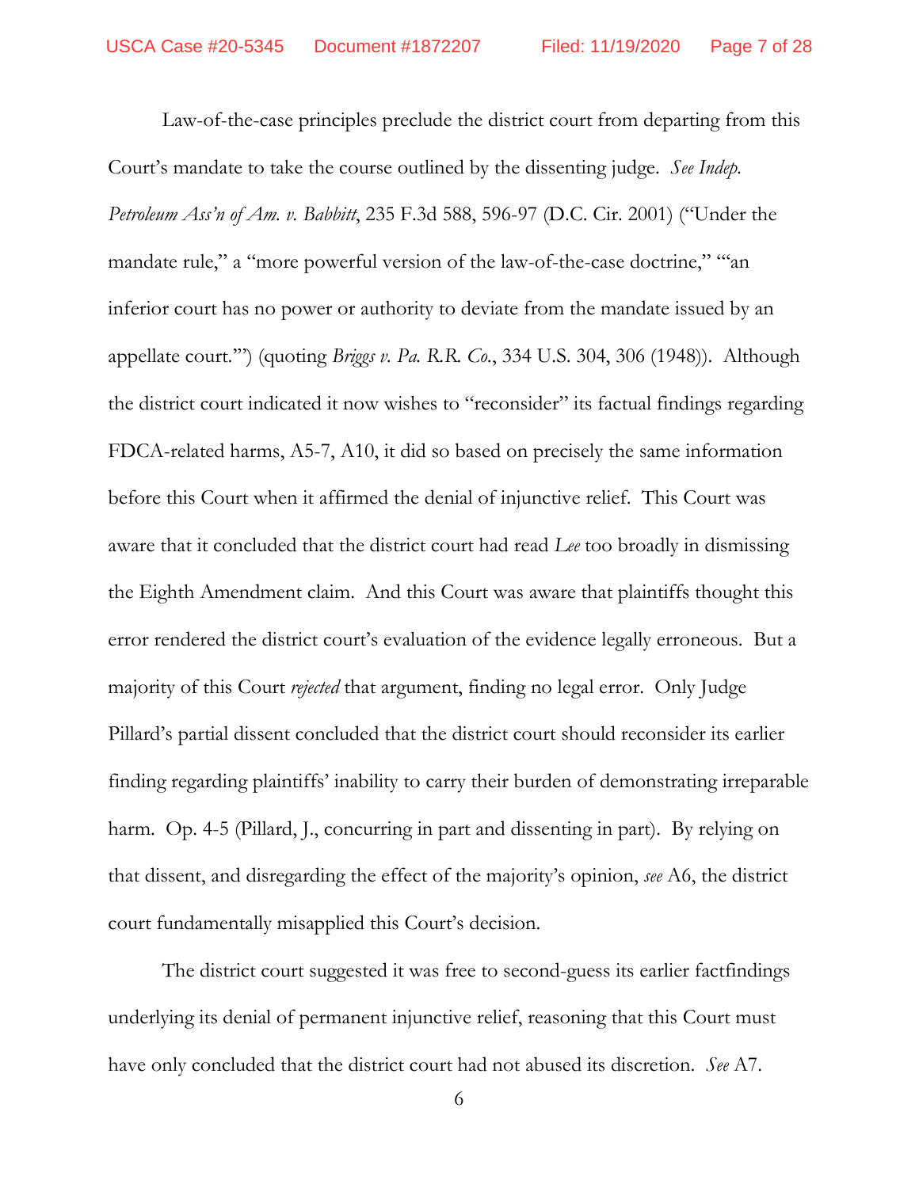Law-of-the-case principles preclude the district court from departing from this Court's mandate to take the course outlined by the dissenting judge. *See Indep. Petroleum Ass'n of Am. v. Babbitt*, 235 F.3d 588, 596-97 (D.C. Cir. 2001) ("Under the mandate rule," a "more powerful version of the law-of-the-case doctrine," "'an inferior court has no power or authority to deviate from the mandate issued by an appellate court.'") (quoting *Briggs v. Pa. R.R. Co.*, 334 U.S. 304, 306 (1948)). Although the district court indicated it now wishes to "reconsider" its factual findings regarding FDCA-related harms, A5-7, A10, it did so based on precisely the same information before this Court when it affirmed the denial of injunctive relief. This Court was aware that it concluded that the district court had read *Lee* too broadly in dismissing the Eighth Amendment claim. And this Court was aware that plaintiffs thought this error rendered the district court's evaluation of the evidence legally erroneous. But a majority of this Court *rejected* that argument, finding no legal error. Only Judge Pillard's partial dissent concluded that the district court should reconsider its earlier finding regarding plaintiffs' inability to carry their burden of demonstrating irreparable harm. Op. 4-5 (Pillard, J., concurring in part and dissenting in part). By relying on that dissent, and disregarding the effect of the majority's opinion, *see* A6, the district court fundamentally misapplied this Court's decision.

The district court suggested it was free to second-guess its earlier factfindings underlying its denial of permanent injunctive relief, reasoning that this Court must have only concluded that the district court had not abused its discretion. *See* A7.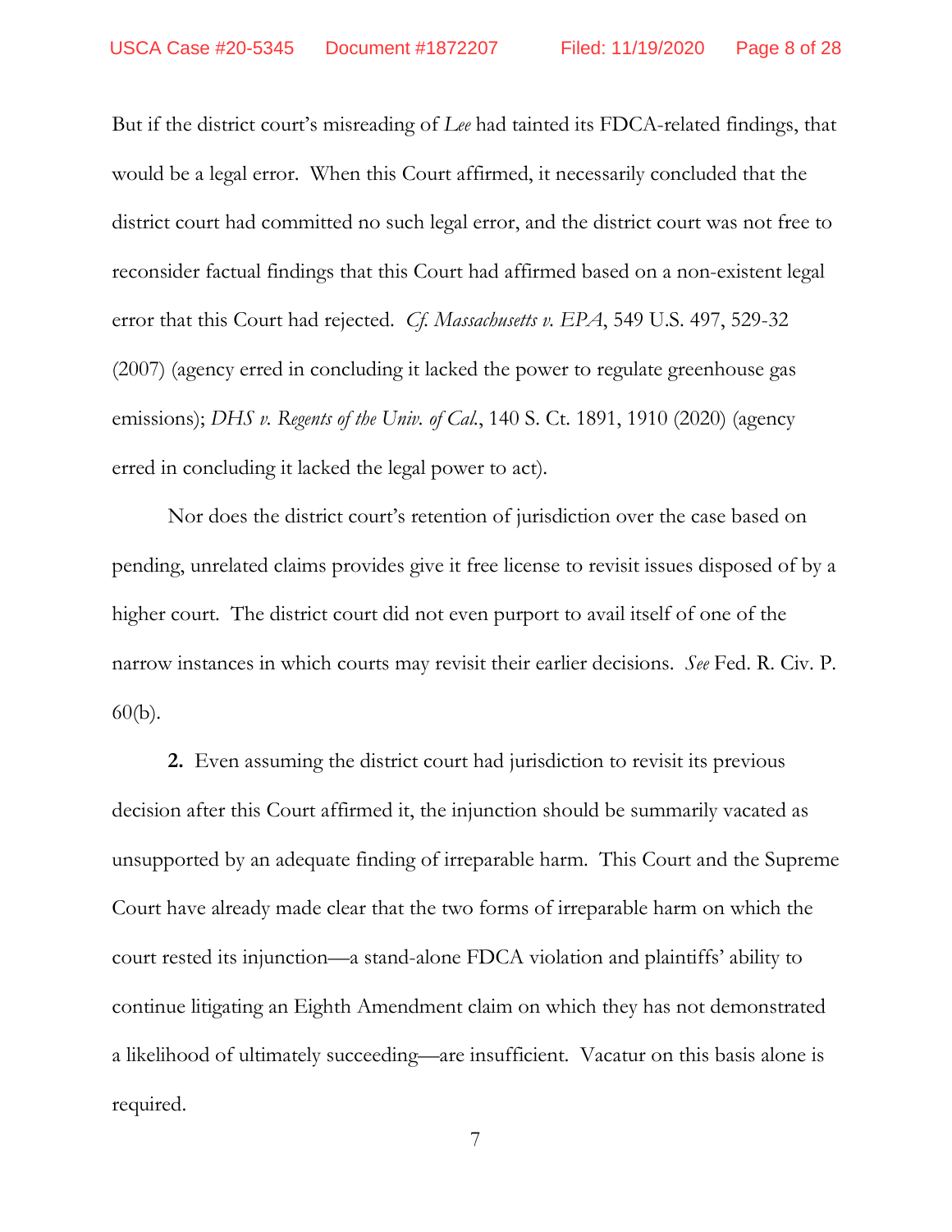But if the district court's misreading of *Lee* had tainted its FDCA-related findings, that would be a legal error. When this Court affirmed, it necessarily concluded that the district court had committed no such legal error, and the district court was not free to reconsider factual findings that this Court had affirmed based on a non-existent legal error that this Court had rejected. *Cf. Massachusetts v. EPA*, 549 U.S. 497, 529-32 (2007) (agency erred in concluding it lacked the power to regulate greenhouse gas emissions); *DHS v. Regents of the Univ. of Cal.*, 140 S. Ct. 1891, 1910 (2020) (agency erred in concluding it lacked the legal power to act).

Nor does the district court's retention of jurisdiction over the case based on pending, unrelated claims provides give it free license to revisit issues disposed of by a higher court. The district court did not even purport to avail itself of one of the narrow instances in which courts may revisit their earlier decisions. *See* Fed. R. Civ. P. 60(b).

**2.** Even assuming the district court had jurisdiction to revisit its previous decision after this Court affirmed it, the injunction should be summarily vacated as unsupported by an adequate finding of irreparable harm. This Court and the Supreme Court have already made clear that the two forms of irreparable harm on which the court rested its injunction—a stand-alone FDCA violation and plaintiffs' ability to continue litigating an Eighth Amendment claim on which they has not demonstrated a likelihood of ultimately succeeding—are insufficient. Vacatur on this basis alone is required.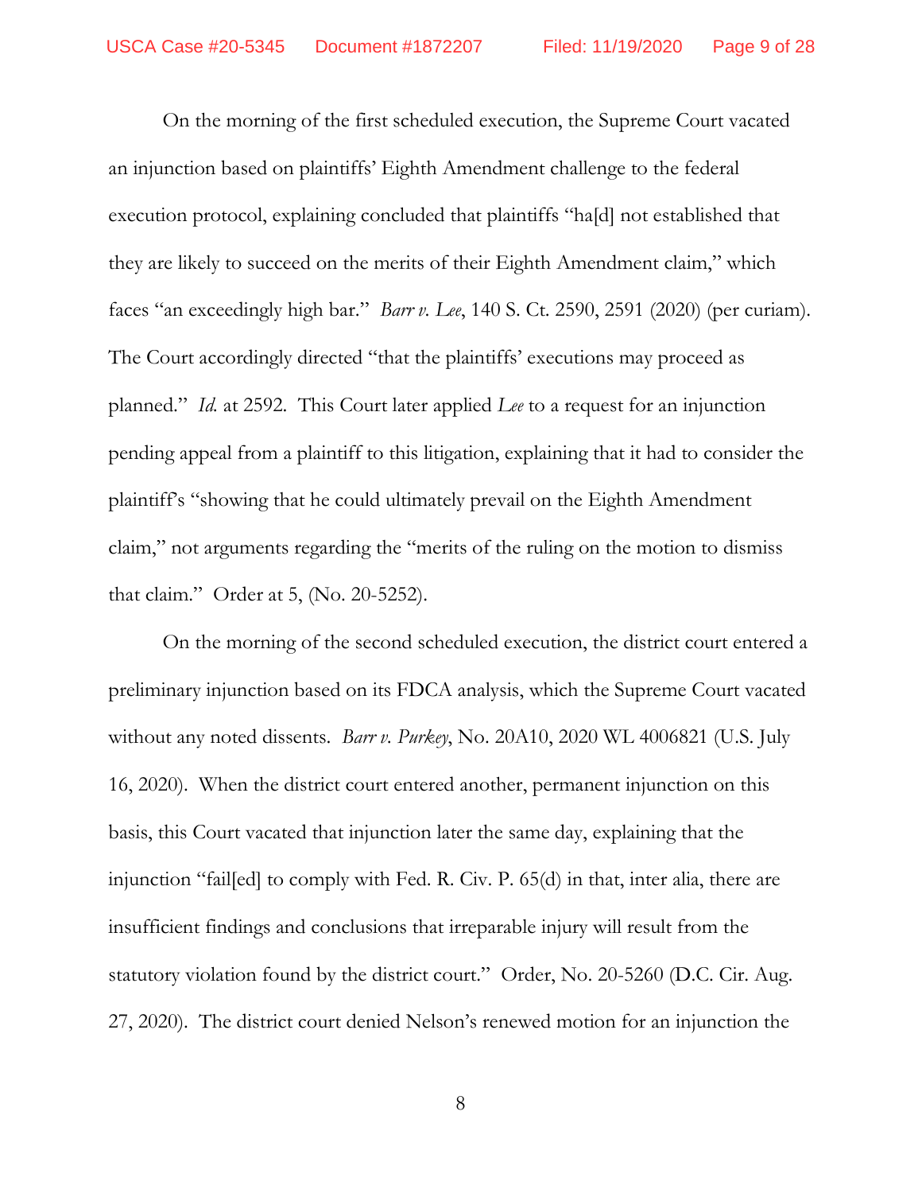On the morning of the first scheduled execution, the Supreme Court vacated an injunction based on plaintiffs' Eighth Amendment challenge to the federal execution protocol, explaining concluded that plaintiffs "ha[d] not established that they are likely to succeed on the merits of their Eighth Amendment claim," which faces "an exceedingly high bar." *Barr v. Lee*, 140 S. Ct. 2590, 2591 (2020) (per curiam). The Court accordingly directed "that the plaintiffs' executions may proceed as planned." *Id.* at 2592. This Court later applied *Lee* to a request for an injunction pending appeal from a plaintiff to this litigation, explaining that it had to consider the plaintiff's "showing that he could ultimately prevail on the Eighth Amendment claim," not arguments regarding the "merits of the ruling on the motion to dismiss that claim." Order at 5, (No. 20-5252).

On the morning of the second scheduled execution, the district court entered a preliminary injunction based on its FDCA analysis, which the Supreme Court vacated without any noted dissents. *Barr v. Purkey*, No. 20A10, 2020 WL 4006821 (U.S. July 16, 2020). When the district court entered another, permanent injunction on this basis, this Court vacated that injunction later the same day, explaining that the injunction "fail[ed] to comply with Fed. R. Civ. P. 65(d) in that, inter alia, there are insufficient findings and conclusions that irreparable injury will result from the statutory violation found by the district court." Order, No. 20-5260 (D.C. Cir. Aug. 27, 2020). The district court denied Nelson's renewed motion for an injunction the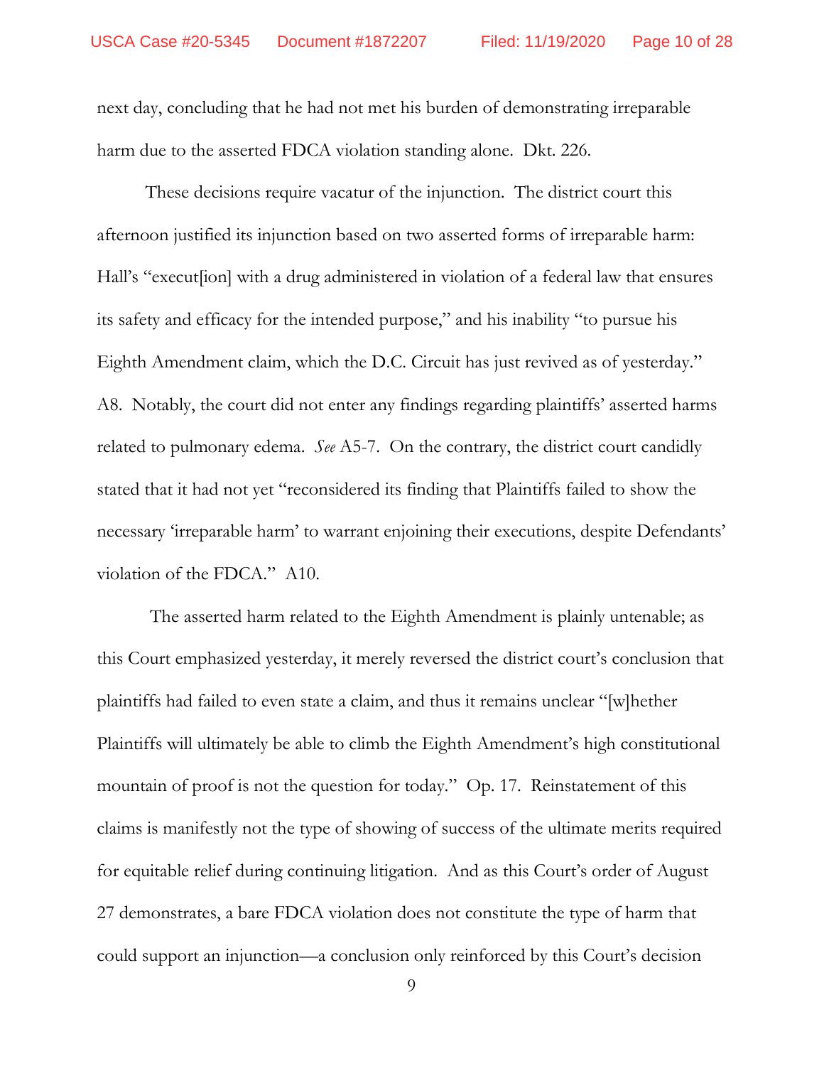next day, concluding that he had not met his burden of demonstrating irreparable harm due to the asserted FDCA violation standing alone. Dkt. 226.

These decisions require vacatur of the injunction. The district court this afternoon justified its injunction based on two asserted forms of irreparable harm: Hall's "execut[ion] with a drug administered in violation of a federal law that ensures its safety and efficacy for the intended purpose," and his inability "to pursue his Eighth Amendment claim, which the D.C. Circuit has just revived as of yesterday." A8. Notably, the court did not enter any findings regarding plaintiffs' asserted harms related to pulmonary edema. *See* A5-7. On the contrary, the district court candidly stated that it had not yet "reconsidered its finding that Plaintiffs failed to show the necessary 'irreparable harm' to warrant enjoining their executions, despite Defendants' violation of the FDCA." A10.

The asserted harm related to the Eighth Amendment is plainly untenable; as this Court emphasized yesterday, it merely reversed the district court's conclusion that plaintiffs had failed to even state a claim, and thus it remains unclear "[w]hether Plaintiffs will ultimately be able to climb the Eighth Amendment's high constitutional mountain of proof is not the question for today." Op. 17. Reinstatement of this claims is manifestly not the type of showing of success of the ultimate merits required for equitable relief during continuing litigation. And as this Court's order of August 27 demonstrates, a bare FDCA violation does not constitute the type of harm that could support an injunction—a conclusion only reinforced by this Court's decision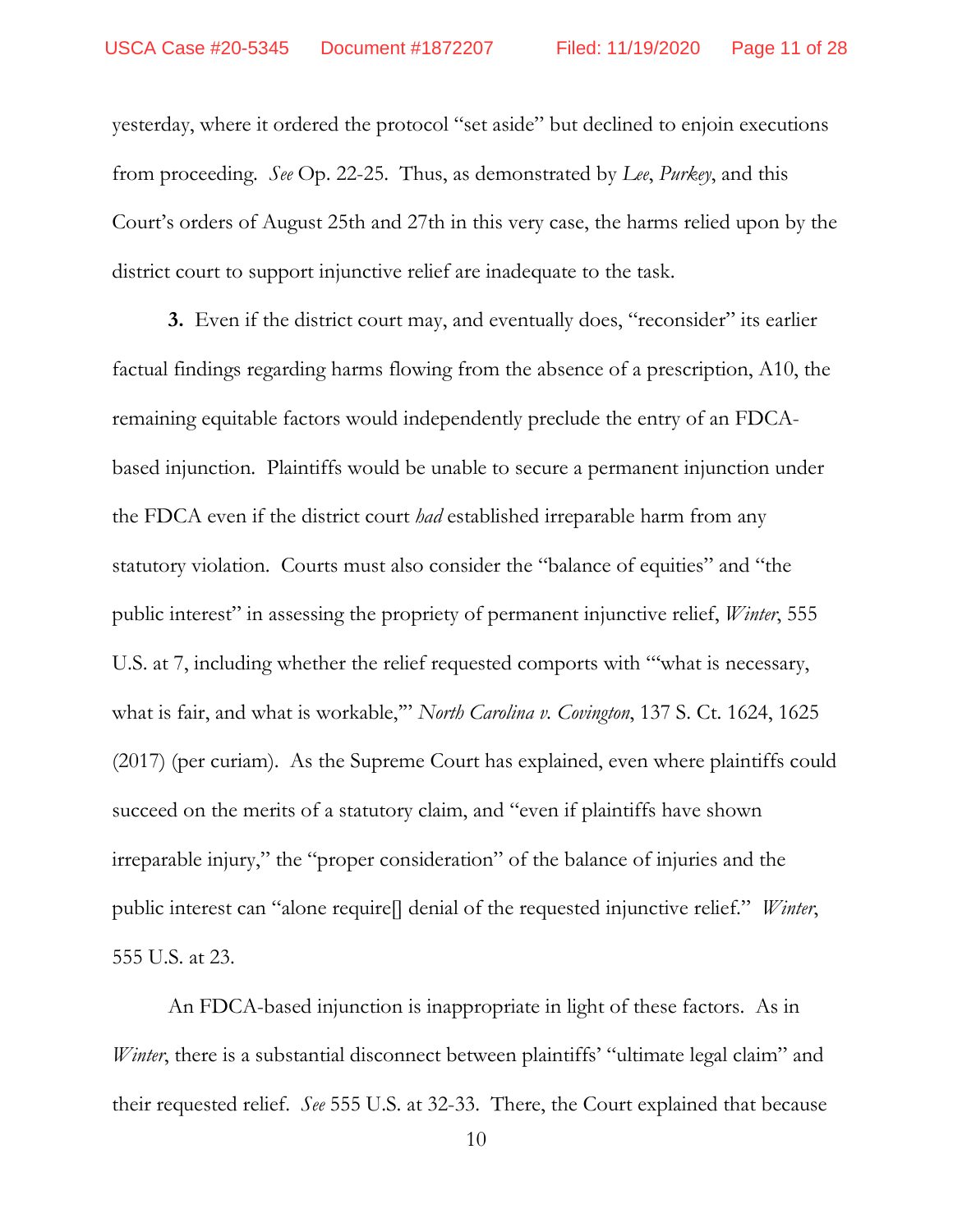yesterday, where it ordered the protocol "set aside" but declined to enjoin executions from proceeding. *See* Op. 22-25. Thus, as demonstrated by *Lee*, *Purkey*, and this Court's orders of August 25th and 27th in this very case, the harms relied upon by the district court to support injunctive relief are inadequate to the task.

**3.** Even if the district court may, and eventually does, "reconsider" its earlier factual findings regarding harms flowing from the absence of a prescription, A10, the remaining equitable factors would independently preclude the entry of an FDCA-based injunction. Plaintiffs would be unable to secure a permanent injunction under the FDCA even if the district court *had* established irreparable harm from any statutory violation. Courts must also consider the "balance of equities" and "the public interest" in assessing the propriety of permanent injunctive relief, *Winter*, 555 U.S. at 7, including whether the relief requested comports with "'what is necessary, what is fair, and what is workable,'" *North Carolina v. Covington*, 137 S. Ct. 1624, 1625 (2017) (per curiam). As the Supreme Court has explained, even where plaintiffs could succeed on the merits of a statutory claim, and "even if plaintiffs have shown irreparable injury," the "proper consideration" of the balance of injuries and the public interest can "alone require[] denial of the requested injunctive relief." *Winter*, 555 U.S. at 23.

An FDCA-based injunction is inappropriate in light of these factors. As in *Winter*, there is a substantial disconnect between plaintiffs' "ultimate legal claim" and their requested relief. *See* 555 U.S. at 32-33. There, the Court explained that because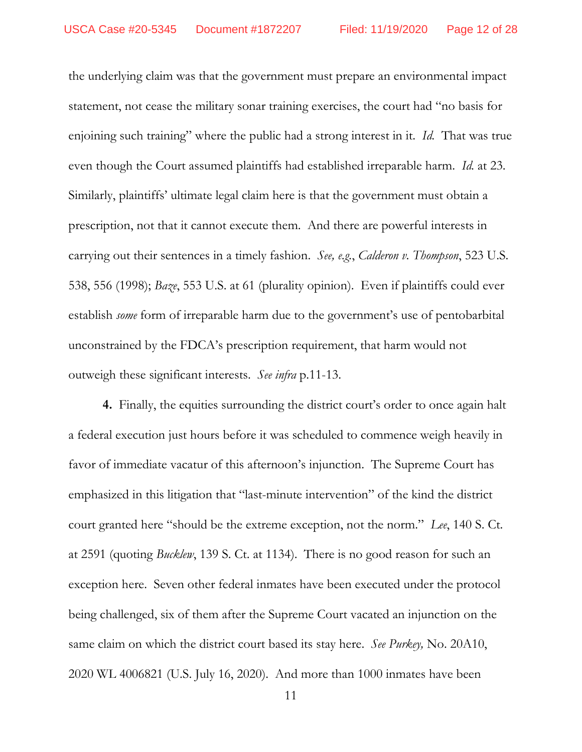the underlying claim was that the government must prepare an environmental impact statement, not cease the military sonar training exercises, the court had "no basis for enjoining such training" where the public had a strong interest in it. *Id.* That was true even though the Court assumed plaintiffs had established irreparable harm. *Id.* at 23. Similarly, plaintiffs' ultimate legal claim here is that the government must obtain a prescription, not that it cannot execute them. And there are powerful interests in carrying out their sentences in a timely fashion. *See, e.g.*, *Calderon v. Thompson*, 523 U.S. 538, 556 (1998); *Baze*, 553 U.S. at 61 (plurality opinion). Even if plaintiffs could ever establish *some* form of irreparable harm due to the government's use of pentobarbital unconstrained by the FDCA's prescription requirement, that harm would not outweigh these significant interests. *See infra* p.11-13.

**4.** Finally, the equities surrounding the district court's order to once again halt a federal execution just hours before it was scheduled to commence weigh heavily in favor of immediate vacatur of this afternoon's injunction. The Supreme Court has emphasized in this litigation that "last-minute intervention" of the kind the district court granted here "should be the extreme exception, not the norm." *Lee*, 140 S. Ct. at 2591 (quoting *Bucklew*, 139 S. Ct. at 1134). There is no good reason for such an exception here. Seven other federal inmates have been executed under the protocol being challenged, six of them after the Supreme Court vacated an injunction on the same claim on which the district court based its stay here. *See Purkey,* No. 20A10, 2020 WL 4006821 (U.S. July 16, 2020). And more than 1000 inmates have been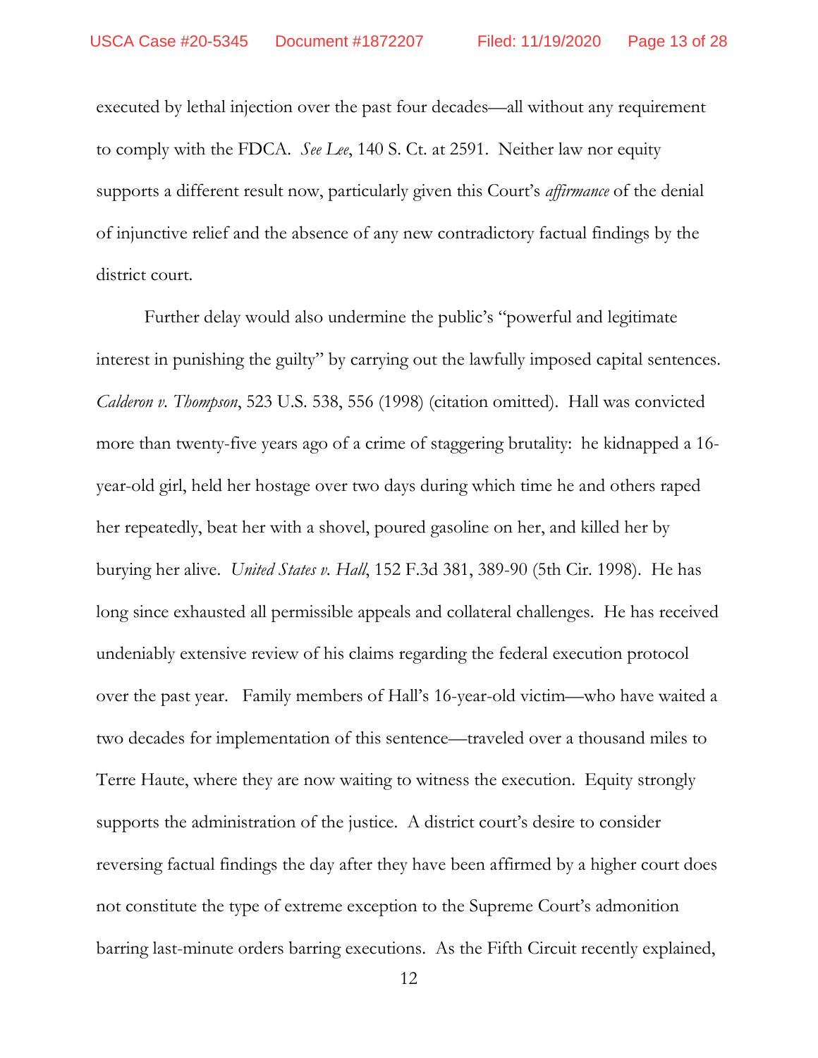executed by lethal injection over the past four decades—all without any requirement to comply with the FDCA. *See Lee*, 140 S. Ct. at 2591. Neither law nor equity supports a different result now, particularly given this Court's *affirmance* of the denial of injunctive relief and the absence of any new contradictory factual findings by the district court.

Further delay would also undermine the public's "powerful and legitimate interest in punishing the guilty" by carrying out the lawfully imposed capital sentences. *Calderon v. Thompson*, 523 U.S. 538, 556 (1998) (citation omitted). Hall was convicted more than twenty-five years ago of a crime of staggering brutality: he kidnapped a 16-year-old girl, held her hostage over two days during which time he and others raped her repeatedly, beat her with a shovel, poured gasoline on her, and killed her by burying her alive. *United States v. Hall*, 152 F.3d 381, 389-90 (5th Cir. 1998). He has long since exhausted all permissible appeals and collateral challenges. He has received undeniably extensive review of his claims regarding the federal execution protocol over the past year. Family members of Hall's 16-year-old victim—who have waited a two decades for implementation of this sentence—traveled over a thousand miles to Terre Haute, where they are now waiting to witness the execution. Equity strongly supports the administration of the justice. A district court's desire to consider reversing factual findings the day after they have been affirmed by a higher court does not constitute the type of extreme exception to the Supreme Court's admonition barring last-minute orders barring executions. As the Fifth Circuit recently explained,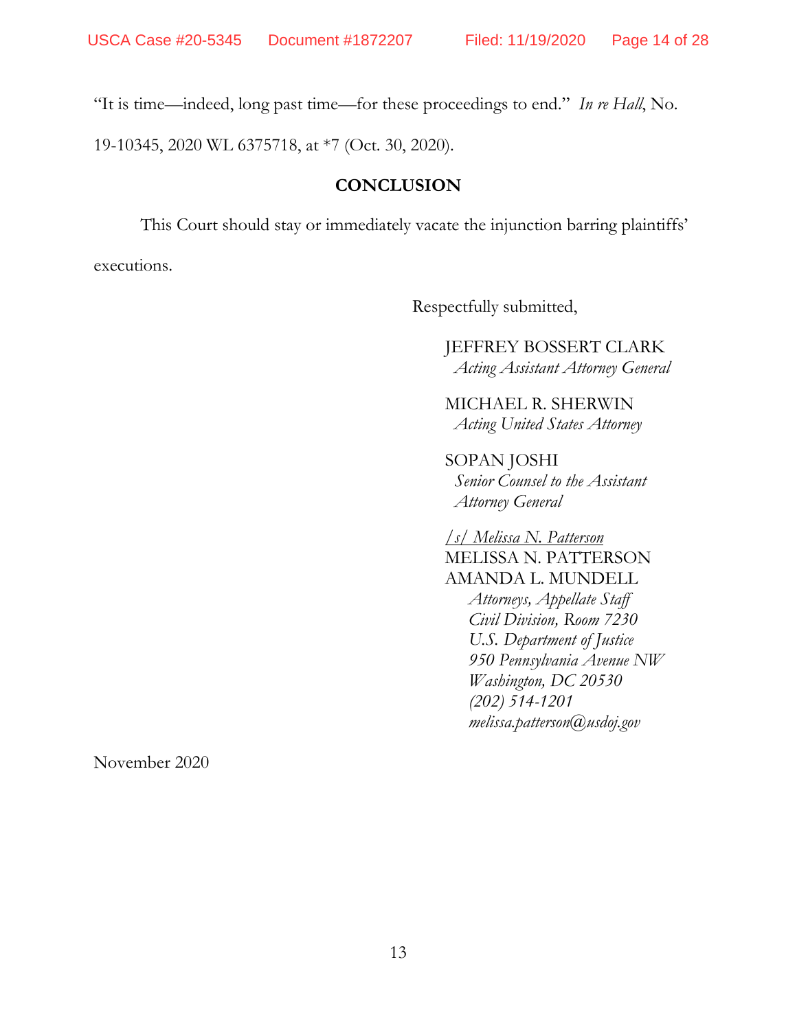"It is time—indeed, long past time—for these proceedings to end." *In re Hall*, No. 19-10345, 2020 WL 6375718, at *7 (Oct. 30, 2020).

## CONCLUSION

This Court should stay or immediately vacate the injunction barring plaintiffs' executions.

Respectfully submitted,

JEFFREY BOSSERT CLARK
*Acting Assistant Attorney General*

MICHAEL R. SHERWIN
*Acting United States Attorney*

SOPAN JOSHI
*Senior Counsel to the Assistant Attorney General*

*/s/ Melissa N. Patterson*
MELISSA N. PATTERSON
AMANDA L. MUNDELL
*Attorneys, Appellate Staff*
*Civil Division, Room 7230*
*U.S. Department of Justice*
*950 Pennsylvania Avenue NW*
*Washington, DC 20530*
*(202) 514-1201*
*melissa.patterson@usdoj.gov*

November 2020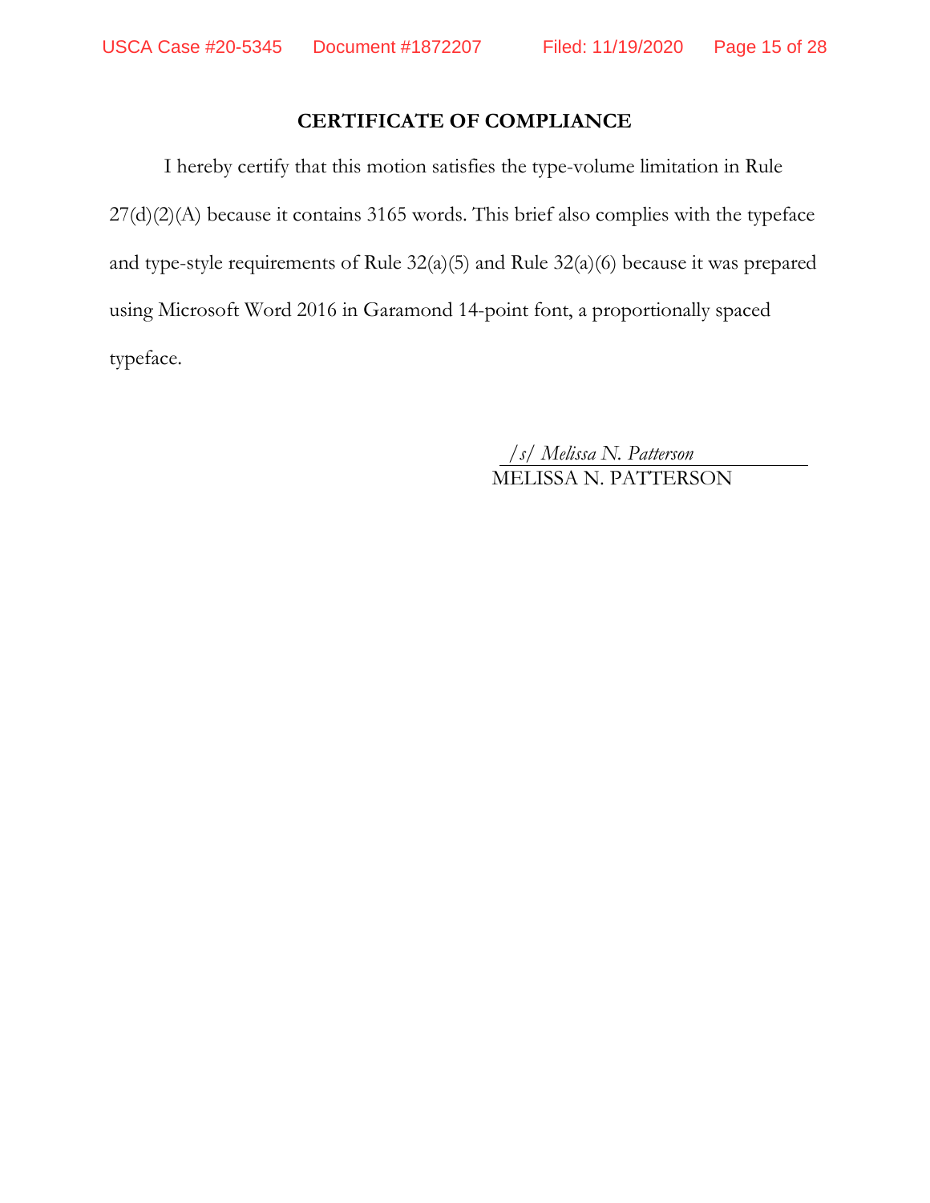## CERTIFICATE OF COMPLIANCE

I hereby certify that this motion satisfies the type-volume limitation in Rule 27(d)(2)(A) because it contains 3165 words. This brief also complies with the typeface and type-style requirements of Rule 32(a)(5) and Rule 32(a)(6) because it was prepared using Microsoft Word 2016 in Garamond 14-point font, a proportionally spaced typeface.

*/s/ Melissa N. Patterson*
MELISSA N. PATTERSON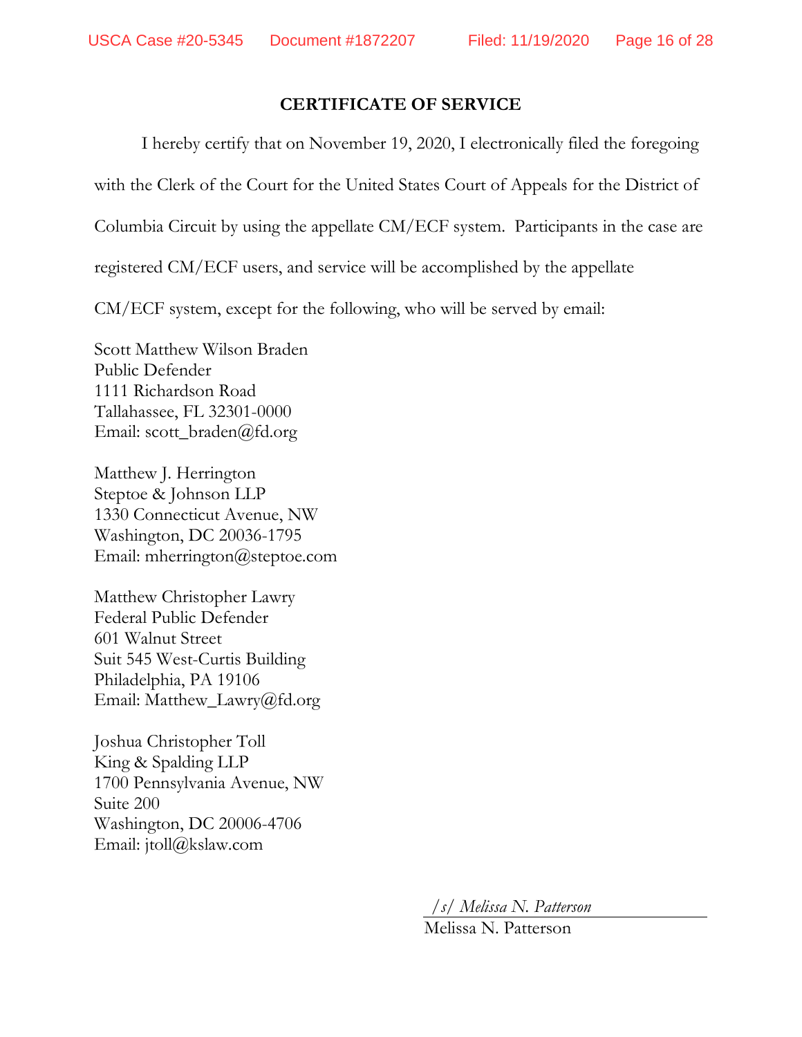## CERTIFICATE OF SERVICE

I hereby certify that on November 19, 2020, I electronically filed the foregoing with the Clerk of the Court for the United States Court of Appeals for the District of Columbia Circuit by using the appellate CM/ECF system. Participants in the case are registered CM/ECF users, and service will be accomplished by the appellate CM/ECF system, except for the following, who will be served by email:

Scott Matthew Wilson Braden
Public Defender
1111 Richardson Road
Tallahassee, FL 32301-0000
Email: scott_braden@fd.org

Matthew J. Herrington
Steptoe & Johnson LLP
1330 Connecticut Avenue, NW
Washington, DC 20036-1795
Email: mherrington@steptoe.com

Matthew Christopher Lawry
Federal Public Defender
601 Walnut Street
Suit 545 West-Curtis Building
Philadelphia, PA 19106
Email: Matthew_Lawry@fd.org

Joshua Christopher Toll
King & Spalding LLP
1700 Pennsylvania Avenue, NW
Suite 200
Washington, DC 20006-4706
Email: jtoll@kslaw.com

*/s/ Melissa N. Patterson*
Melissa N. Patterson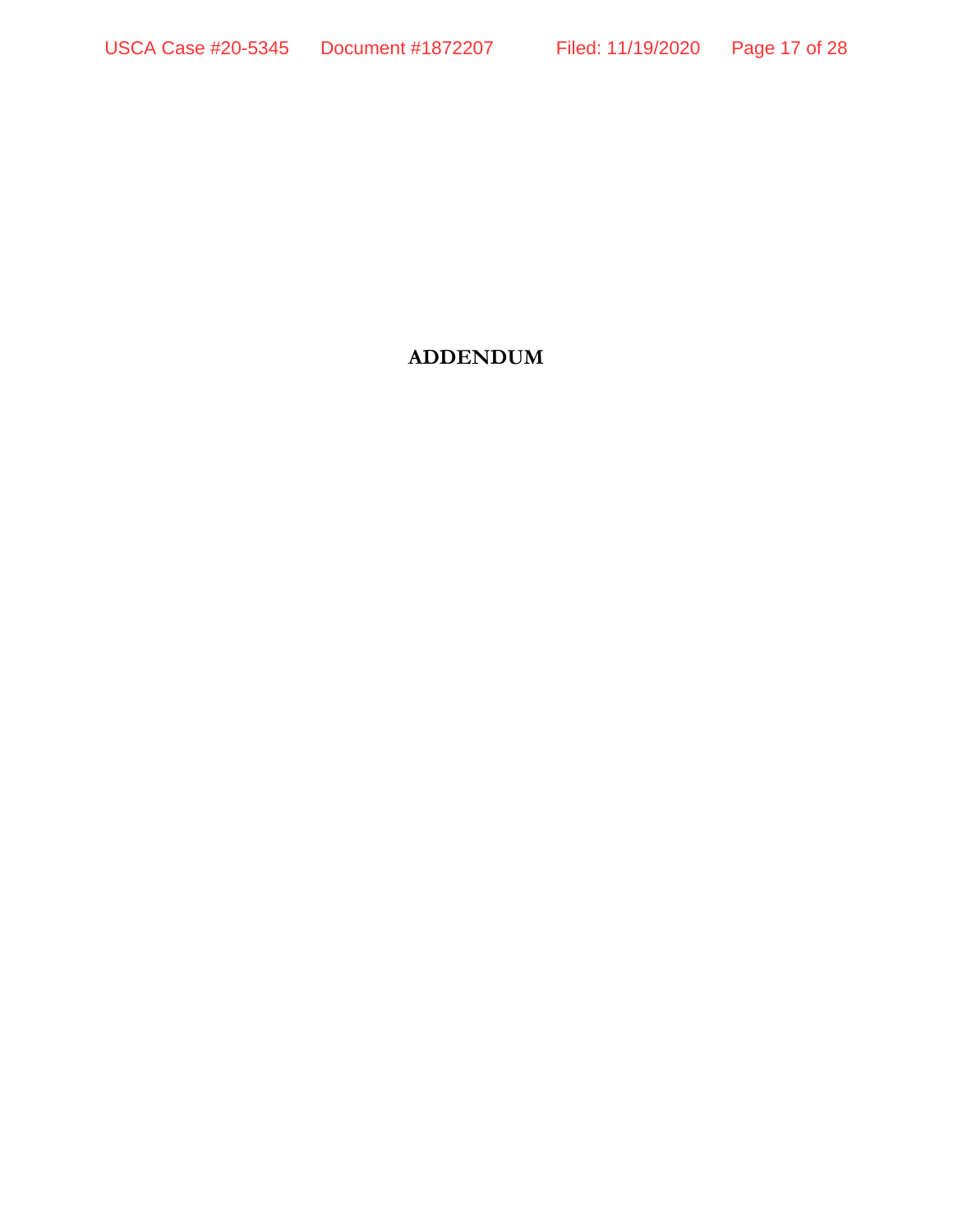# ADDENDUM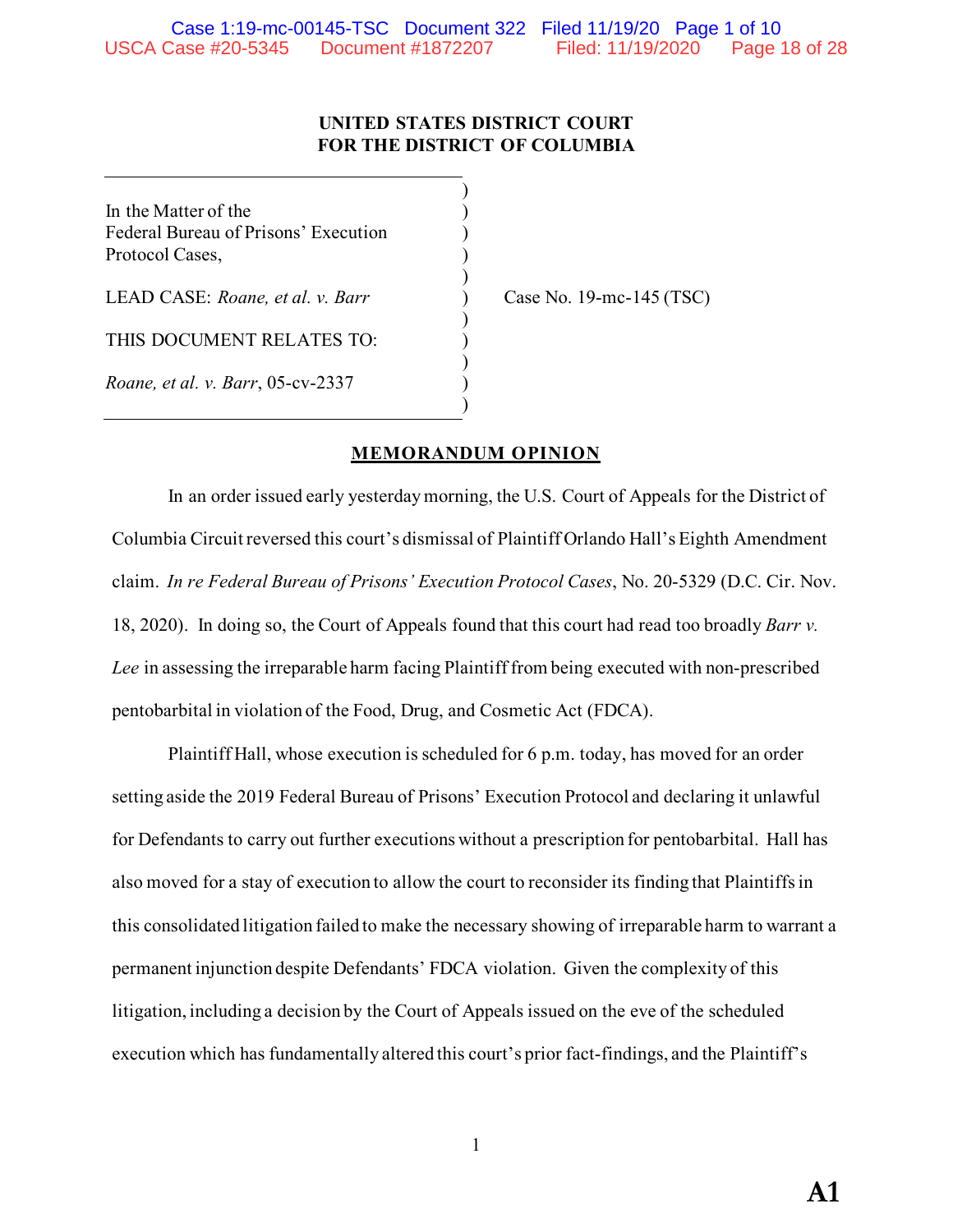**UNITED STATES DISTRICT COURT**
**FOR THE DISTRICT OF COLUMBIA**

In the Matter of the
Federal Bureau of Prisons' Execution
Protocol Cases,

LEAD CASE: *Roane, et al. v. Barr*

THIS DOCUMENT RELATES TO:

*Roane, et al. v. Barr*, 05-cv-2337

Case No. 19-mc-145 (TSC)

**MEMORANDUM OPINION**

In an order issued early yesterday morning, the U.S. Court of Appeals for the District of Columbia Circuit reversed this court's dismissal of Plaintiff Orlando Hall's Eighth Amendment claim. *In re Federal Bureau of Prisons' Execution Protocol Cases*, No. 20-5329 (D.C. Cir. Nov. 18, 2020). In doing so, the Court of Appeals found that this court had read too broadly *Barr v. Lee* in assessing the irreparable harm facing Plaintiff from being executed with non-prescribed pentobarbital in violation of the Food, Drug, and Cosmetic Act (FDCA).

Plaintiff Hall, whose execution is scheduled for 6 p.m. today, has moved for an order setting aside the 2019 Federal Bureau of Prisons' Execution Protocol and declaring it unlawful for Defendants to carry out further executions without a prescription for pentobarbital. Hall has also moved for a stay of execution to allow the court to reconsider its finding that Plaintiffs in this consolidated litigation failed to make the necessary showing of irreparable harm to warrant a permanent injunction despite Defendants' FDCA violation. Given the complexity of this litigation, including a decision by the Court of Appeals issued on the eve of the scheduled execution which has fundamentally altered this court's prior fact-findings, and the Plaintiff's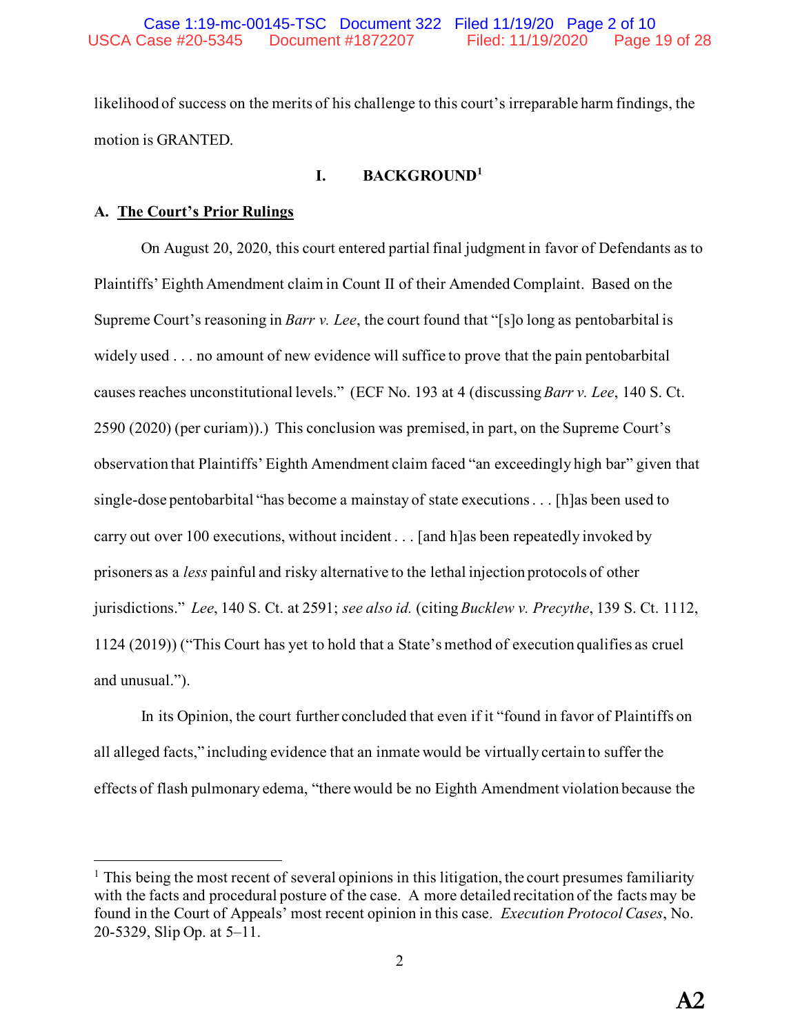likelihood of success on the merits of his challenge to this court's irreparable harm findings, the motion is GRANTED.

## I. BACKGROUND[1]

### A. The Court's Prior Rulings

On August 20, 2020, this court entered partial final judgment in favor of Defendants as to Plaintiffs' Eighth Amendment claim in Count II of their Amended Complaint. Based on the Supreme Court's reasoning in *Barr v. Lee*, the court found that "[s]o long as pentobarbital is widely used . . . no amount of new evidence will suffice to prove that the pain pentobarbital causes reaches unconstitutional levels." (ECF No. 193 at 4 (discussing *Barr v. Lee*, 140 S. Ct. 2590 (2020) (per curiam)).) This conclusion was premised, in part, on the Supreme Court's observation that Plaintiffs' Eighth Amendment claim faced "an exceedingly high bar" given that single-dose pentobarbital "has become a mainstay of state executions . . . [h]as been used to carry out over 100 executions, without incident . . . [and h]as been repeatedly invoked by prisoners as a *less* painful and risky alternative to the lethal injection protocols of other jurisdictions." *Lee*, 140 S. Ct. at 2591; *see also id.* (citing *Bucklew v. Precythe*, 139 S. Ct. 1112, 1124 (2019)) ("This Court has yet to hold that a State's method of execution qualifies as cruel and unusual.").

In its Opinion, the court further concluded that even if it "found in favor of Plaintiffs on all alleged facts," including evidence that an inmate would be virtually certain to suffer the effects of flash pulmonary edema, "there would be no Eighth Amendment violation because the

---

[1] This being the most recent of several opinions in this litigation, the court presumes familiarity with the facts and procedural posture of the case. A more detailed recitation of the facts may be found in the Court of Appeals' most recent opinion in this case. *Execution Protocol Cases*, No. 20-5329, Slip Op. at 5–11.

A2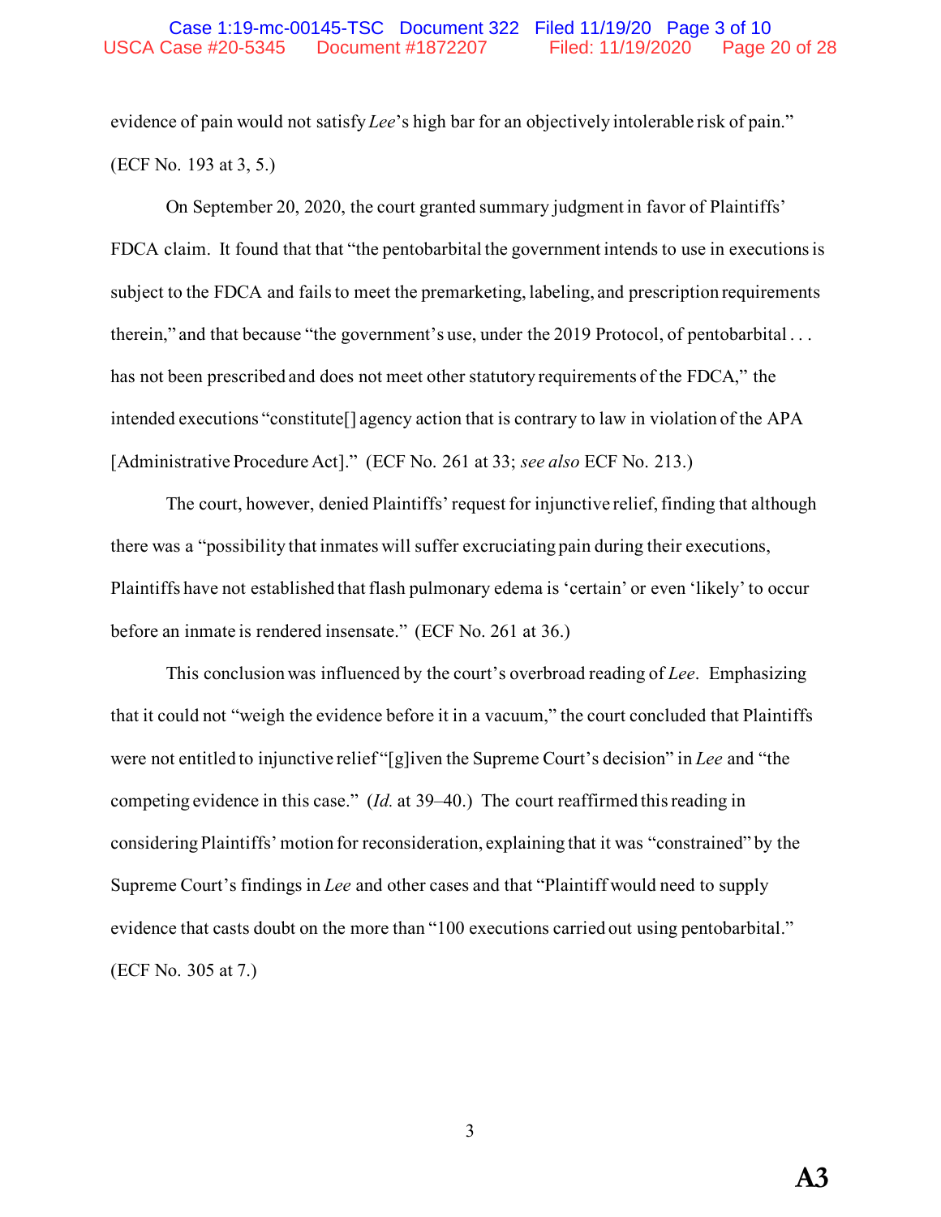evidence of pain would not satisfy *Lee*'s high bar for an objectively intolerable risk of pain." (ECF No. 193 at 3, 5.)

On September 20, 2020, the court granted summary judgment in favor of Plaintiffs' FDCA claim. It found that that "the pentobarbital the government intends to use in executions is subject to the FDCA and fails to meet the premarketing, labeling, and prescription requirements therein," and that because "the government's use, under the 2019 Protocol, of pentobarbital . . . has not been prescribed and does not meet other statutory requirements of the FDCA," the intended executions "constitute[] agency action that is contrary to law in violation of the APA [Administrative Procedure Act]." (ECF No. 261 at 33; *see also* ECF No. 213.)

The court, however, denied Plaintiffs' request for injunctive relief, finding that although there was a "possibility that inmates will suffer excruciating pain during their executions, Plaintiffs have not established that flash pulmonary edema is 'certain' or even 'likely' to occur before an inmate is rendered insensate." (ECF No. 261 at 36.)

This conclusion was influenced by the court's overbroad reading of *Lee*. Emphasizing that it could not "weigh the evidence before it in a vacuum," the court concluded that Plaintiffs were not entitled to injunctive relief "[g]iven the Supreme Court's decision" in *Lee* and "the competing evidence in this case." (*Id.* at 39–40.) The court reaffirmed this reading in considering Plaintiffs' motion for reconsideration, explaining that it was "constrained" by the Supreme Court's findings in *Lee* and other cases and that "Plaintiff would need to supply evidence that casts doubt on the more than "100 executions carried out using pentobarbital." (ECF No. 305 at 7.)

**A3**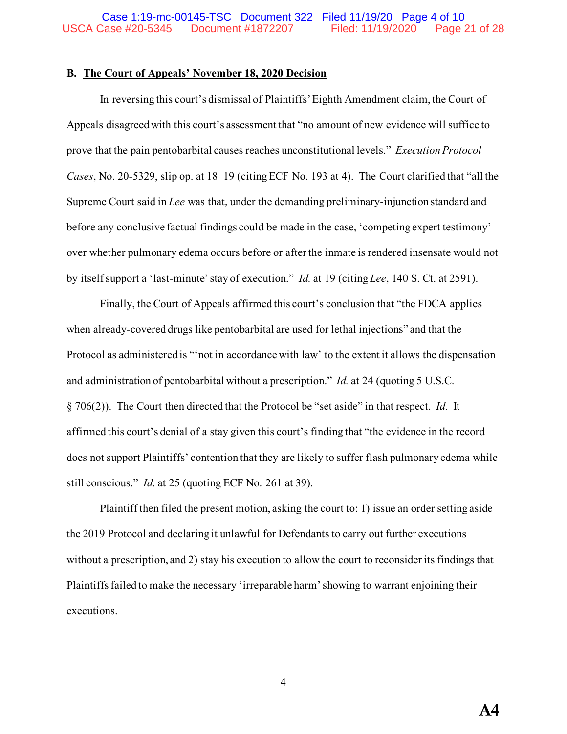**B. <u>The Court of Appeals' November 18, 2020 Decision</u>**

In reversing this court's dismissal of Plaintiffs' Eighth Amendment claim, the Court of Appeals disagreed with this court's assessment that "no amount of new evidence will suffice to prove that the pain pentobarbital causes reaches unconstitutional levels." *Execution Protocol Cases*, No. 20-5329, slip op. at 18–19 (citing ECF No. 193 at 4). The Court clarified that "all the Supreme Court said in *Lee* was that, under the demanding preliminary-injunction standard and before any conclusive factual findings could be made in the case, 'competing expert testimony' over whether pulmonary edema occurs before or after the inmate is rendered insensate would not by itself support a 'last-minute' stay of execution." *Id.* at 19 (citing *Lee*, 140 S. Ct. at 2591).

Finally, the Court of Appeals affirmed this court's conclusion that "the FDCA applies when already-covered drugs like pentobarbital are used for lethal injections" and that the Protocol as administered is "'not in accordance with law' to the extent it allows the dispensation and administration of pentobarbital without a prescription." *Id.* at 24 (quoting 5 U.S.C. § 706(2)). The Court then directed that the Protocol be "set aside" in that respect. *Id.* It affirmed this court's denial of a stay given this court's finding that "the evidence in the record does not support Plaintiffs' contention that they are likely to suffer flash pulmonary edema while still conscious." *Id.* at 25 (quoting ECF No. 261 at 39).

Plaintiff then filed the present motion, asking the court to: 1) issue an order setting aside the 2019 Protocol and declaring it unlawful for Defendants to carry out further executions without a prescription, and 2) stay his execution to allow the court to reconsider its findings that Plaintiffs failed to make the necessary 'irreparable harm' showing to warrant enjoining their executions.

**A4**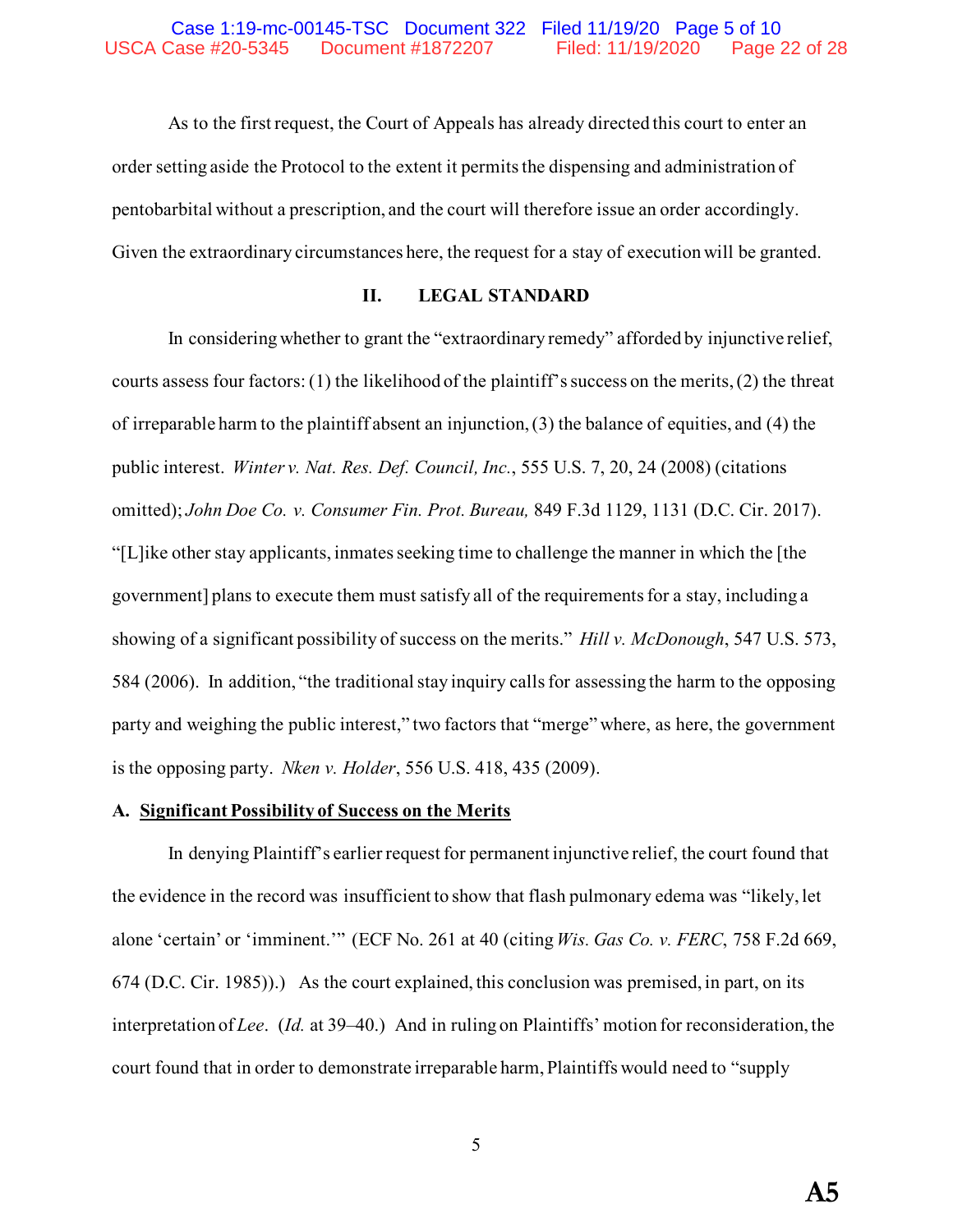As to the first request, the Court of Appeals has already directed this court to enter an order setting aside the Protocol to the extent it permits the dispensing and administration of pentobarbital without a prescription, and the court will therefore issue an order accordingly. Given the extraordinary circumstances here, the request for a stay of execution will be granted.

## II. LEGAL STANDARD

In considering whether to grant the "extraordinary remedy" afforded by injunctive relief, courts assess four factors: (1) the likelihood of the plaintiff's success on the merits, (2) the threat of irreparable harm to the plaintiff absent an injunction, (3) the balance of equities, and (4) the public interest. *Winter v. Nat. Res. Def. Council, Inc.*, 555 U.S. 7, 20, 24 (2008) (citations omitted); *John Doe Co. v. Consumer Fin. Prot. Bureau,* 849 F.3d 1129, 1131 (D.C. Cir. 2017). "[L]ike other stay applicants, inmates seeking time to challenge the manner in which the [the government] plans to execute them must satisfy all of the requirements for a stay, including a showing of a significant possibility of success on the merits." *Hill v. McDonough*, 547 U.S. 573, 584 (2006). In addition, "the traditional stay inquiry calls for assessing the harm to the opposing party and weighing the public interest," two factors that "merge" where, as here, the government is the opposing party. *Nken v. Holder*, 556 U.S. 418, 435 (2009).

### A. Significant Possibility of Success on the Merits

In denying Plaintiff's earlier request for permanent injunctive relief, the court found that the evidence in the record was insufficient to show that flash pulmonary edema was "likely, let alone 'certain' or 'imminent.'" (ECF No. 261 at 40 (citing *Wis. Gas Co. v. FERC*, 758 F.2d 669, 674 (D.C. Cir. 1985)).) As the court explained, this conclusion was premised, in part, on its interpretation of *Lee*. (*Id.* at 39–40.) And in ruling on Plaintiffs' motion for reconsideration, the court found that in order to demonstrate irreparable harm, Plaintiffs would need to "supply

A5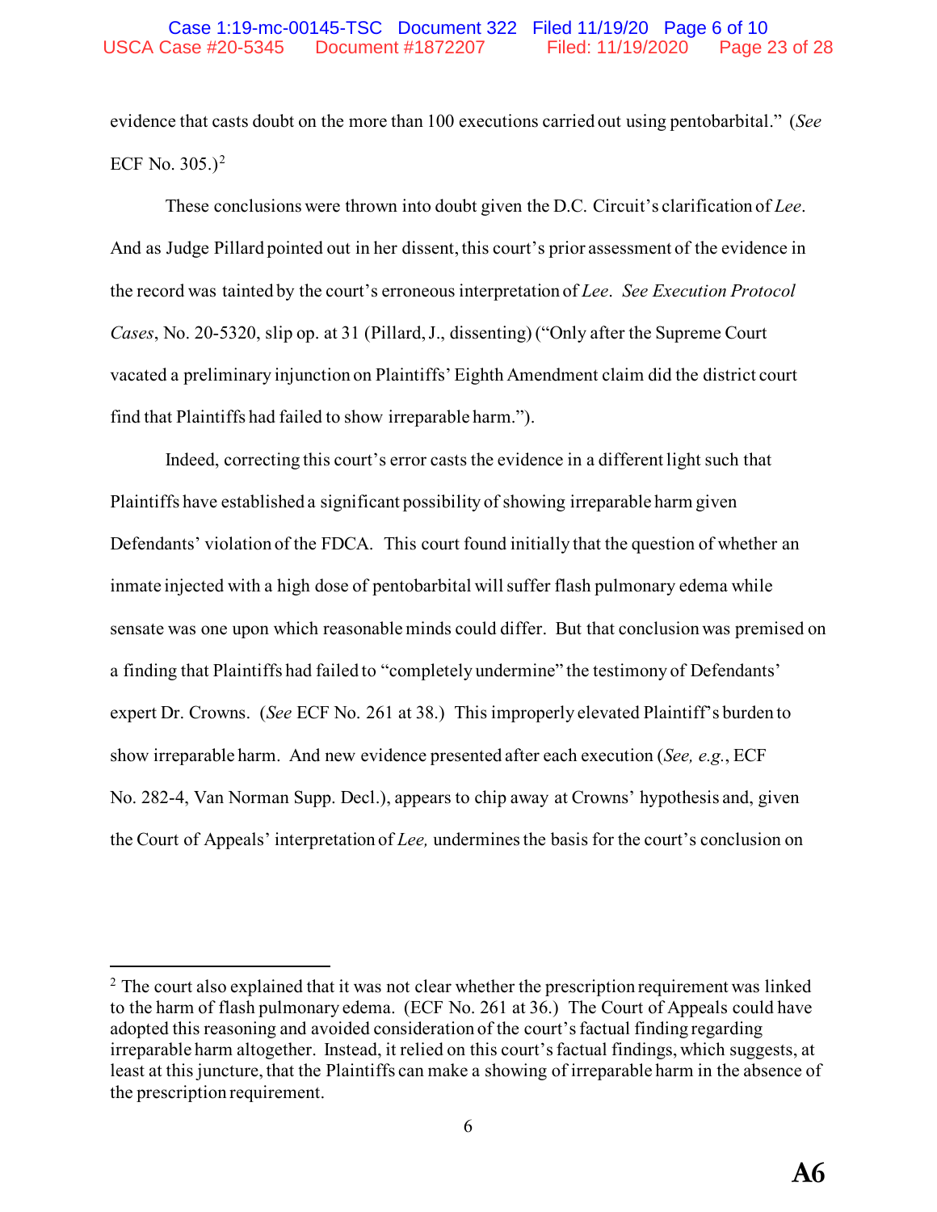evidence that casts doubt on the more than 100 executions carried out using pentobarbital." (*See* ECF No. 305.)[2]

These conclusions were thrown into doubt given the D.C. Circuit's clarification of *Lee*. And as Judge Pillard pointed out in her dissent, this court's prior assessment of the evidence in the record was tainted by the court's erroneous interpretation of *Lee*. *See Execution Protocol Cases*, No. 20-5320, slip op. at 31 (Pillard, J., dissenting) ("Only after the Supreme Court vacated a preliminary injunction on Plaintiffs' Eighth Amendment claim did the district court find that Plaintiffs had failed to show irreparable harm.").

Indeed, correcting this court's error casts the evidence in a different light such that Plaintiffs have established a significant possibility of showing irreparable harm given Defendants' violation of the FDCA. This court found initially that the question of whether an inmate injected with a high dose of pentobarbital will suffer flash pulmonary edema while sensate was one upon which reasonable minds could differ. But that conclusion was premised on a finding that Plaintiffs had failed to "completely undermine" the testimony of Defendants' expert Dr. Crowns. (*See* ECF No. 261 at 38.) This improperly elevated Plaintiff's burden to show irreparable harm. And new evidence presented after each execution (*See, e.g.*, ECF No. 282-4, Van Norman Supp. Decl.), appears to chip away at Crowns' hypothesis and, given the Court of Appeals' interpretation of *Lee,* undermines the basis for the court's conclusion on

---

[2] The court also explained that it was not clear whether the prescription requirement was linked to the harm of flash pulmonary edema. (ECF No. 261 at 36.) The Court of Appeals could have adopted this reasoning and avoided consideration of the court's factual finding regarding irreparable harm altogether. Instead, it relied on this court's factual findings, which suggests, at least at this juncture, that the Plaintiffs can make a showing of irreparable harm in the absence of the prescription requirement.

**A6**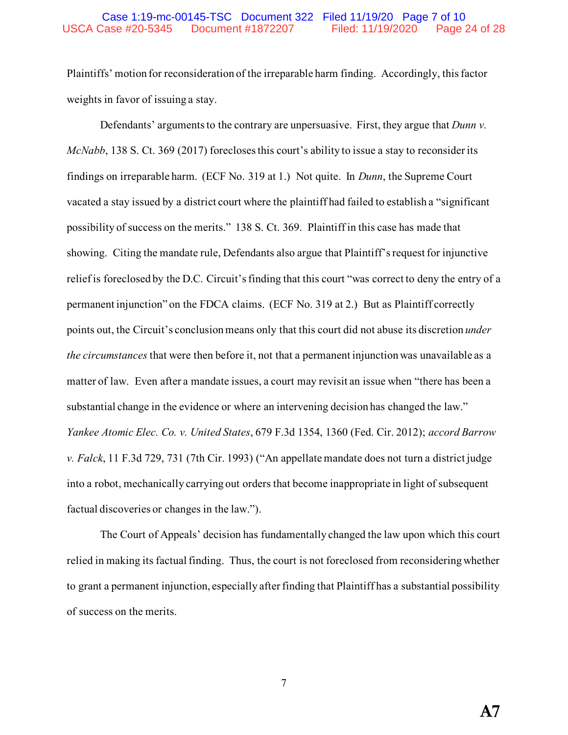Plaintiffs' motion for reconsideration of the irreparable harm finding. Accordingly, this factor weights in favor of issuing a stay.

Defendants' arguments to the contrary are unpersuasive. First, they argue that *Dunn v. McNabb*, 138 S. Ct. 369 (2017) forecloses this court's ability to issue a stay to reconsider its findings on irreparable harm. (ECF No. 319 at 1.) Not quite. In *Dunn*, the Supreme Court vacated a stay issued by a district court where the plaintiff had failed to establish a "significant possibility of success on the merits." 138 S. Ct. 369. Plaintiff in this case has made that showing. Citing the mandate rule, Defendants also argue that Plaintiff's request for injunctive relief is foreclosed by the D.C. Circuit's finding that this court "was correct to deny the entry of a permanent injunction" on the FDCA claims. (ECF No. 319 at 2.) But as Plaintiff correctly points out, the Circuit's conclusion means only that this court did not abuse its discretion *under the circumstances* that were then before it, not that a permanent injunction was unavailable as a matter of law. Even after a mandate issues, a court may revisit an issue when "there has been a substantial change in the evidence or where an intervening decision has changed the law." *Yankee Atomic Elec. Co. v. United States*, 679 F.3d 1354, 1360 (Fed. Cir. 2012); *accord Barrow v. Falck*, 11 F.3d 729, 731 (7th Cir. 1993) ("An appellate mandate does not turn a district judge into a robot, mechanically carrying out orders that become inappropriate in light of subsequent factual discoveries or changes in the law.").

The Court of Appeals' decision has fundamentally changed the law upon which this court relied in making its factual finding. Thus, the court is not foreclosed from reconsidering whether to grant a permanent injunction, especially after finding that Plaintiff has a substantial possibility of success on the merits.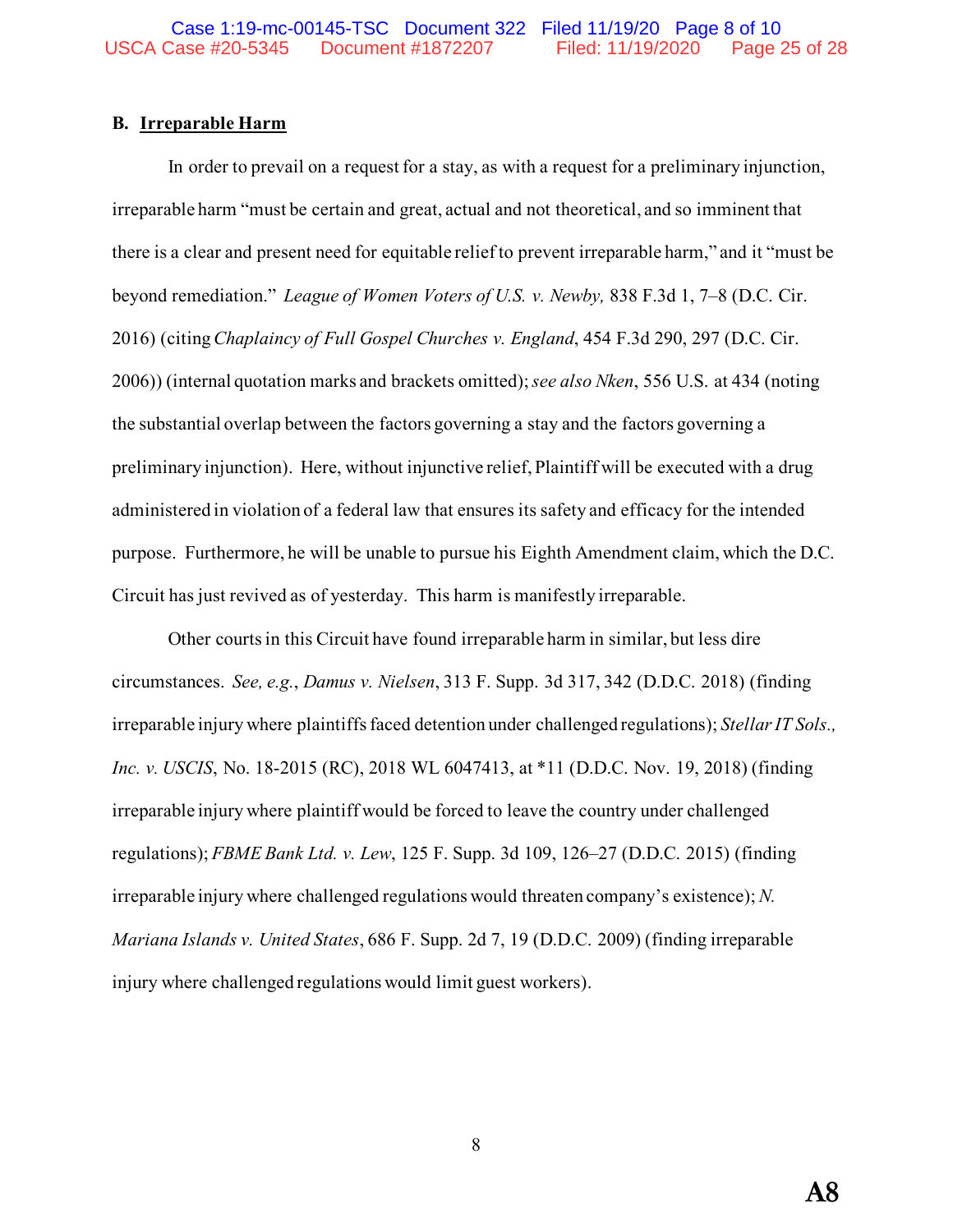### B. Irreparable Harm

In order to prevail on a request for a stay, as with a request for a preliminary injunction, irreparable harm "must be certain and great, actual and not theoretical, and so imminent that there is a clear and present need for equitable relief to prevent irreparable harm," and it "must be beyond remediation." *League of Women Voters of U.S. v. Newby,* 838 F.3d 1, 7–8 (D.C. Cir. 2016) (citing *Chaplaincy of Full Gospel Churches v. England*, 454 F.3d 290, 297 (D.C. Cir. 2006)) (internal quotation marks and brackets omitted); *see also Nken*, 556 U.S. at 434 (noting the substantial overlap between the factors governing a stay and the factors governing a preliminary injunction). Here, without injunctive relief, Plaintiff will be executed with a drug administered in violation of a federal law that ensures its safety and efficacy for the intended purpose. Furthermore, he will be unable to pursue his Eighth Amendment claim, which the D.C. Circuit has just revived as of yesterday. This harm is manifestly irreparable.

Other courts in this Circuit have found irreparable harm in similar, but less dire circumstances. *See, e.g.*, *Damus v. Nielsen*, 313 F. Supp. 3d 317, 342 (D.D.C. 2018) (finding irreparable injury where plaintiffs faced detention under challenged regulations); *Stellar IT Sols., Inc. v. USCIS*, No. 18-2015 (RC), 2018 WL 6047413, at *11 (D.D.C. Nov. 19, 2018) (finding irreparable injury where plaintiff would be forced to leave the country under challenged regulations); *FBME Bank Ltd. v. Lew*, 125 F. Supp. 3d 109, 126–27 (D.D.C. 2015) (finding irreparable injury where challenged regulations would threaten company's existence); *N. Mariana Islands v. United States*, 686 F. Supp. 2d 7, 19 (D.D.C. 2009) (finding irreparable injury where challenged regulations would limit guest workers).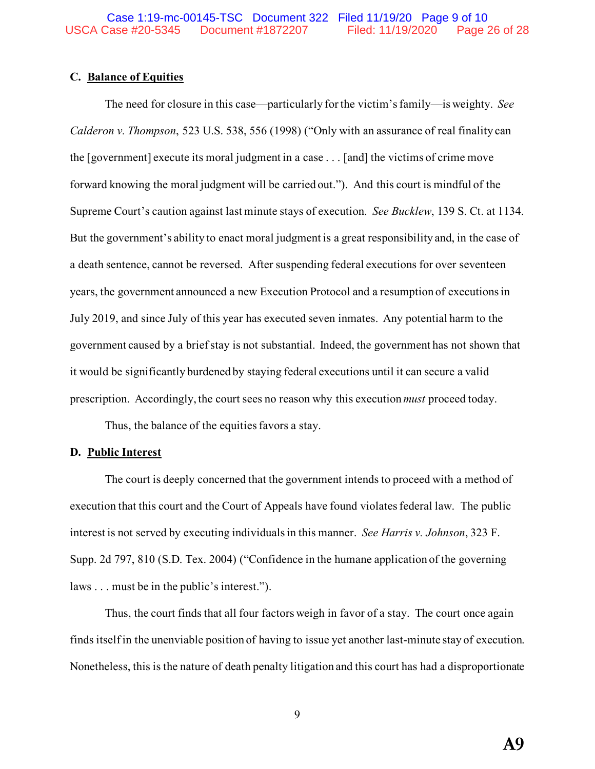### C. Balance of Equities

The need for closure in this case—particularly for the victim's family—is weighty. *See Calderon v. Thompson*, 523 U.S. 538, 556 (1998) ("Only with an assurance of real finality can the [government] execute its moral judgment in a case . . . [and] the victims of crime move forward knowing the moral judgment will be carried out."). And this court is mindful of the Supreme Court's caution against last minute stays of execution. *See Bucklew*, 139 S. Ct. at 1134. But the government's ability to enact moral judgment is a great responsibility and, in the case of a death sentence, cannot be reversed. After suspending federal executions for over seventeen years, the government announced a new Execution Protocol and a resumption of executions in July 2019, and since July of this year has executed seven inmates. Any potential harm to the government caused by a brief stay is not substantial. Indeed, the government has not shown that it would be significantly burdened by staying federal executions until it can secure a valid prescription. Accordingly, the court sees no reason why this execution *must* proceed today.

Thus, the balance of the equities favors a stay.

### D. Public Interest

The court is deeply concerned that the government intends to proceed with a method of execution that this court and the Court of Appeals have found violates federal law. The public interest is not served by executing individuals in this manner. *See Harris v. Johnson*, 323 F. Supp. 2d 797, 810 (S.D. Tex. 2004) ("Confidence in the humane application of the governing laws . . . must be in the public's interest.").

Thus, the court finds that all four factors weigh in favor of a stay. The court once again finds itself in the unenviable position of having to issue yet another last-minute stay of execution. Nonetheless, this is the nature of death penalty litigation and this court has had a disproportionate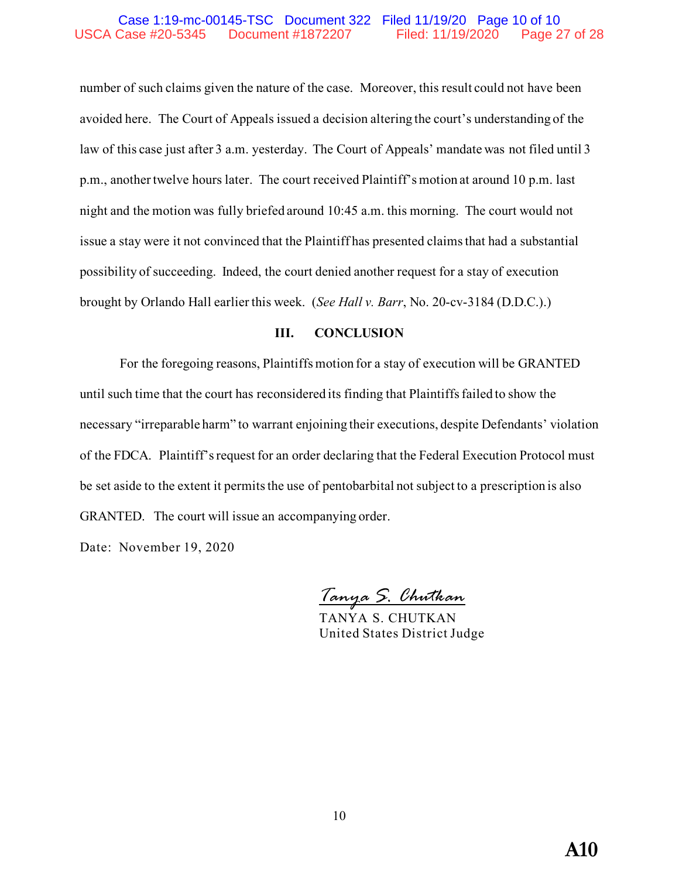number of such claims given the nature of the case. Moreover, this result could not have been avoided here. The Court of Appeals issued a decision altering the court's understanding of the law of this case just after 3 a.m. yesterday. The Court of Appeals' mandate was not filed until 3 p.m., another twelve hours later. The court received Plaintiff's motion at around 10 p.m. last night and the motion was fully briefed around 10:45 a.m. this morning. The court would not issue a stay were it not convinced that the Plaintiff has presented claims that had a substantial possibility of succeeding. Indeed, the court denied another request for a stay of execution brought by Orlando Hall earlier this week. (*See Hall v. Barr*, No. 20-cv-3184 (D.D.C.).)

## III. CONCLUSION

For the foregoing reasons, Plaintiffs motion for a stay of execution will be GRANTED until such time that the court has reconsidered its finding that Plaintiffs failed to show the necessary "irreparable harm" to warrant enjoining their executions, despite Defendants' violation of the FDCA. Plaintiff's request for an order declaring that the Federal Execution Protocol must be set aside to the extent it permits the use of pentobarbital not subject to a prescription is also GRANTED. The court will issue an accompanying order.

Date: November 19, 2020

*Tanya S. Chutkan*
TANYA S. CHUTKAN
United States District Judge

A10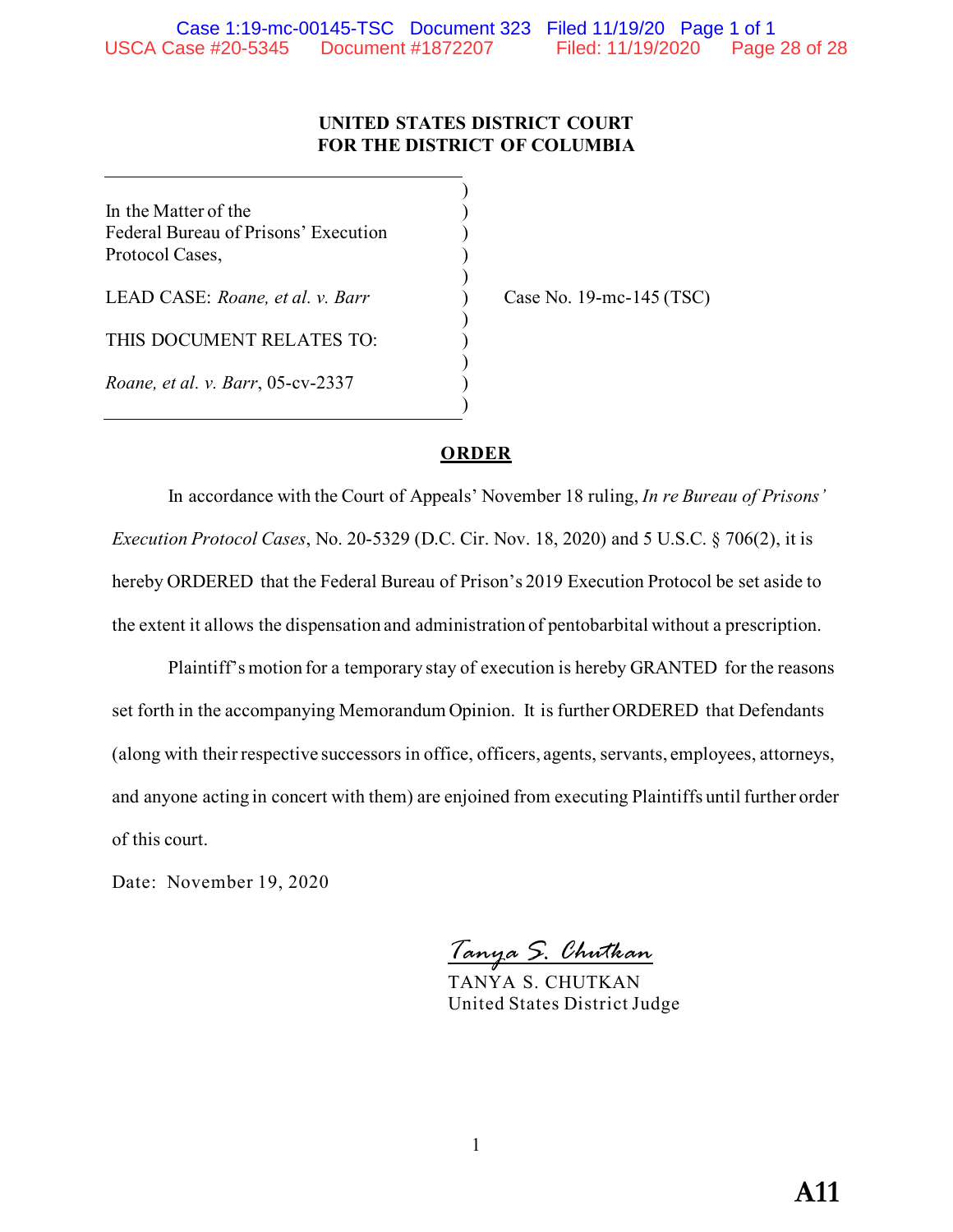**UNITED STATES DISTRICT COURT**
**FOR THE DISTRICT OF COLUMBIA**

| | |
|---|---|
| In the Matter of the Federal Bureau of Prisons' Execution Protocol Cases, | |
| LEAD CASE: *Roane, et al. v. Barr* | Case No. 19-mc-145 (TSC) |
| THIS DOCUMENT RELATES TO: | |
| *Roane, et al. v. Barr*, 05-cv-2337 | |

**ORDER**

In accordance with the Court of Appeals' November 18 ruling, *In re Bureau of Prisons' Execution Protocol Cases*, No. 20-5329 (D.C. Cir. Nov. 18, 2020) and 5 U.S.C. § 706(2), it is hereby ORDERED that the Federal Bureau of Prison's 2019 Execution Protocol be set aside to the extent it allows the dispensation and administration of pentobarbital without a prescription.

Plaintiff's motion for a temporary stay of execution is hereby GRANTED for the reasons set forth in the accompanying Memorandum Opinion. It is further ORDERED that Defendants (along with their respective successors in office, officers, agents, servants, employees, attorneys, and anyone acting in concert with them) are enjoined from executing Plaintiffs until further order of this court.

Date: November 19, 2020

*Tanya S. Chutkan*
TANYA S. CHUTKAN
United States District Judge

A11